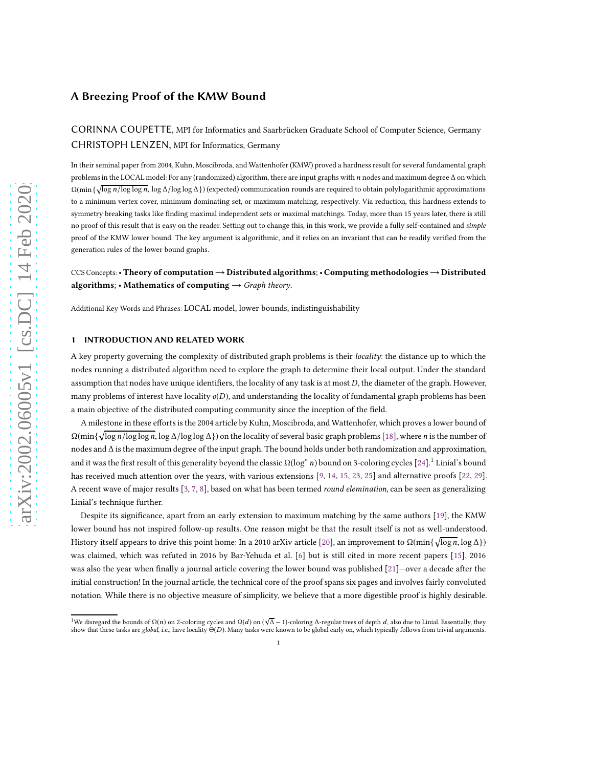# A Breezing Proof of the KMW Bound

CORINNA COUPETTE, MPI for Informatics and Saarbrücken Graduate School of Computer Science, Germany
CHRISTOPH LENZEN, MPI for Informatics, Germany

In their seminal paper from 2004, Kuhn, Moscibroda, and Wattenhofer (KMW) proved a hardness result for several fundamental graph problems in the LOCAL model: For any (randomized) algorithm, there are input graphs with $n$ nodes and maximum degree $\Delta$ on which $\Omega(\min\{\sqrt{\log n/\log\log n}, \log\Delta/\log\log\Delta\})$ (expected) communication rounds are required to obtain polylogarithmic approximations to a minimum vertex cover, minimum dominating set, or maximum matching, respectively. Via reduction, this hardness extends to symmetry breaking tasks like finding maximal independent sets or maximal matchings. Today, more than 15 years later, there is still no proof of this result that is easy on the reader. Setting out to change this, in this work, we provide a fully self-contained and *simple* proof of the KMW lower bound. The key argument is algorithmic, and it relies on an invariant that can be readily verified from the generation rules of the lower bound graphs.

CCS Concepts: • **Theory of computation → Distributed algorithms**; • **Computing methodologies → Distributed algorithms**; • **Mathematics of computing →** *Graph theory*.

Additional Key Words and Phrases: LOCAL model, lower bounds, indistinguishability

## 1 INTRODUCTION AND RELATED WORK

A key property governing the complexity of distributed graph problems is their *locality*: the distance up to which the nodes running a distributed algorithm need to explore the graph to determine their local output. Under the standard assumption that nodes have unique identifiers, the locality of any task is at most $D$, the diameter of the graph. However, many problems of interest have locality $o(D)$, and understanding the locality of fundamental graph problems has been a main objective of the distributed computing community since the inception of the field.

A milestone in these efforts is the 2004 article by Kuhn, Moscibroda, and Wattenhofer, which proves a lower bound of $\Omega(\min\{\sqrt{\log n/\log\log n}, \log\Delta/\log\log\Delta\})$ on the locality of several basic graph problems [18], where $n$ is the number of nodes and $\Delta$ is the maximum degree of the input graph. The bound holds under both randomization and approximation, and it was the first result of this generality beyond the classic $\Omega(\log^* n)$ bound on 3-coloring cycles [24].[1] Linial's bound has received much attention over the years, with various extensions [9, 14, 15, 23, 25] and alternative proofs [22, 29]. A recent wave of major results [3, 7, 8], based on what has been termed *round elemination*, can be seen as generalizing Linial's technique further.

Despite its significance, apart from an early extension to maximum matching by the same authors [19], the KMW lower bound has not inspired follow-up results. One reason might be that the result itself is not as well-understood. History itself appears to drive this point home: In a 2010 arXiv article [20], an improvement to $\Omega(\min\{\sqrt{\log n}, \log\Delta\})$ was claimed, which was refuted in 2016 by Bar-Yehuda et al. [6] but is still cited in more recent papers [15]. 2016 was also the year when finally a journal article covering the lower bound was published [21]—over a decade after the initial construction! In the journal article, the technical core of the proof spans six pages and involves fairly convoluted notation. While there is no objective measure of simplicity, we believe that a more digestible proof is highly desirable.

[1] We disregard the bounds of $\Omega(n)$ on 2-coloring cycles and $\Omega(d)$ on $(\sqrt{\Delta}-1)$-coloring $\Delta$-regular trees of depth $d$, also due to Linial. Essentially, they show that these tasks are *global*, i.e., have locality $\Theta(D)$. Many tasks were known to be global early on, which typically follows from trivial arguments.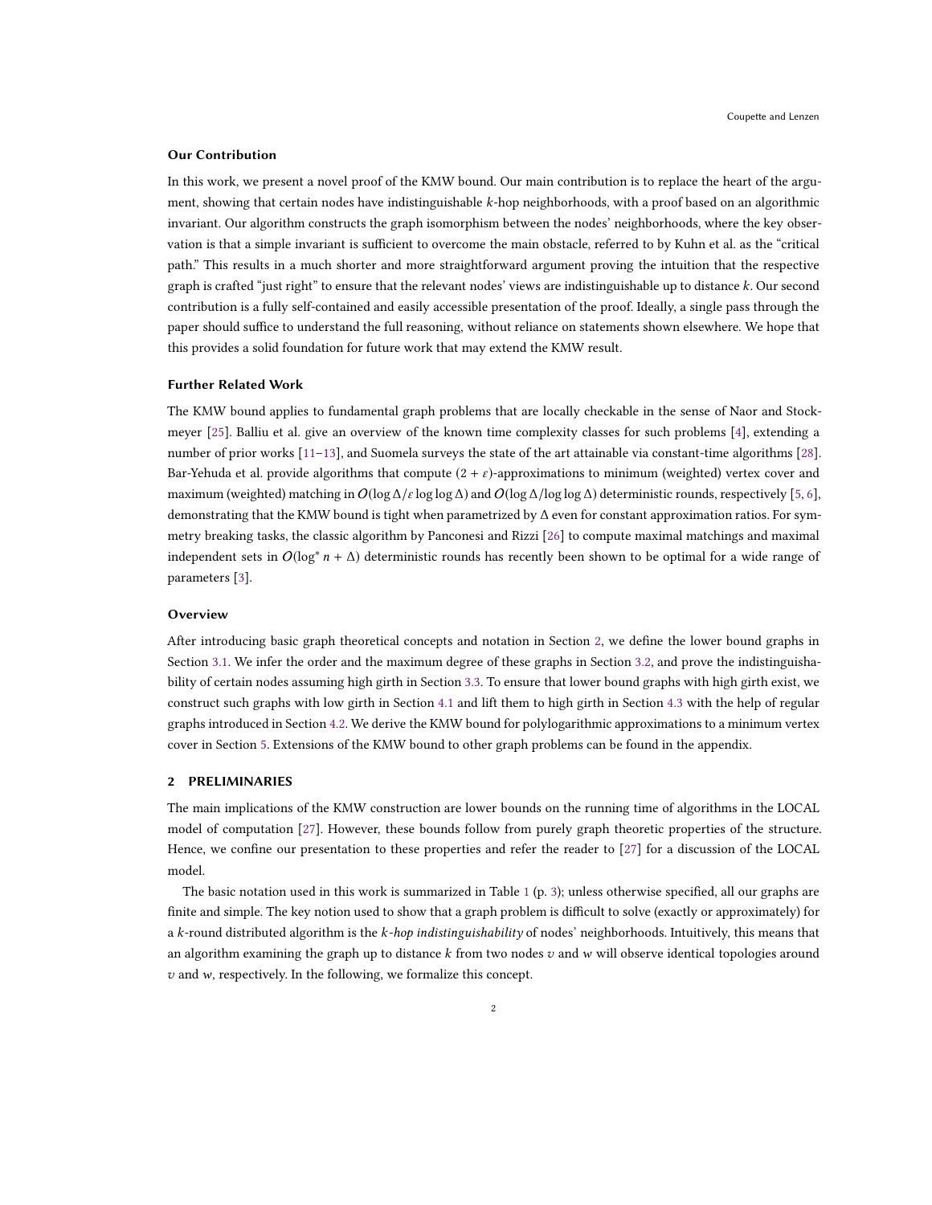### Our Contribution

In this work, we present a novel proof of the KMW bound. Our main contribution is to replace the heart of the argument, showing that certain nodes have indistinguishable $k$-hop neighborhoods, with a proof based on an algorithmic invariant. Our algorithm constructs the graph isomorphism between the nodes' neighborhoods, where the key observation is that a simple invariant is sufficient to overcome the main obstacle, referred to by Kuhn et al. as the "critical path." This results in a much shorter and more straightforward argument proving the intuition that the respective graph is crafted "just right" to ensure that the relevant nodes' views are indistinguishable up to distance $k$. Our second contribution is a fully self-contained and easily accessible presentation of the proof. Ideally, a single pass through the paper should suffice to understand the full reasoning, without reliance on statements shown elsewhere. We hope that this provides a solid foundation for future work that may extend the KMW result.

### Further Related Work

The KMW bound applies to fundamental graph problems that are locally checkable in the sense of Naor and Stockmeyer [25]. Balliu et al. give an overview of the known time complexity classes for such problems [4], extending a number of prior works [11–13], and Suomela surveys the state of the art attainable via constant-time algorithms [28]. Bar-Yehuda et al. provide algorithms that compute $(2 + \varepsilon)$-approximations to minimum (weighted) vertex cover and maximum (weighted) matching in $O(\log \Delta/\varepsilon \log \log \Delta)$ and $O(\log \Delta/\log \log \Delta)$ deterministic rounds, respectively [5, 6], demonstrating that the KMW bound is tight when parametrized by $\Delta$ even for constant approximation ratios. For symmetry breaking tasks, the classic algorithm by Panconesi and Rizzi [26] to compute maximal matchings and maximal independent sets in $O(\log^* n + \Delta)$ deterministic rounds has recently been shown to be optimal for a wide range of parameters [3].

### Overview

After introducing basic graph theoretical concepts and notation in Section 2, we define the lower bound graphs in Section 3.1. We infer the order and the maximum degree of these graphs in Section 3.2, and prove the indistinguishability of certain nodes assuming high girth in Section 3.3. To ensure that lower bound graphs with high girth exist, we construct such graphs with low girth in Section 4.1 and lift them to high girth in Section 4.3 with the help of regular graphs introduced in Section 4.2. We derive the KMW bound for polylogarithmic approximations to a minimum vertex cover in Section 5. Extensions of the KMW bound to other graph problems can be found in the appendix.

## 2 PRELIMINARIES

The main implications of the KMW construction are lower bounds on the running time of algorithms in the LOCAL model of computation [27]. However, these bounds follow from purely graph theoretic properties of the structure. Hence, we confine our presentation to these properties and refer the reader to [27] for a discussion of the LOCAL model.

The basic notation used in this work is summarized in Table 1 (p. 3); unless otherwise specified, all our graphs are finite and simple. The key notion used to show that a graph problem is difficult to solve (exactly or approximately) for a $k$-round distributed algorithm is the *$k$-hop indistinguishability* of nodes' neighborhoods. Intuitively, this means that an algorithm examining the graph up to distance $k$ from two nodes $v$ and $w$ will observe identical topologies around $v$ and $w$, respectively. In the following, we formalize this concept.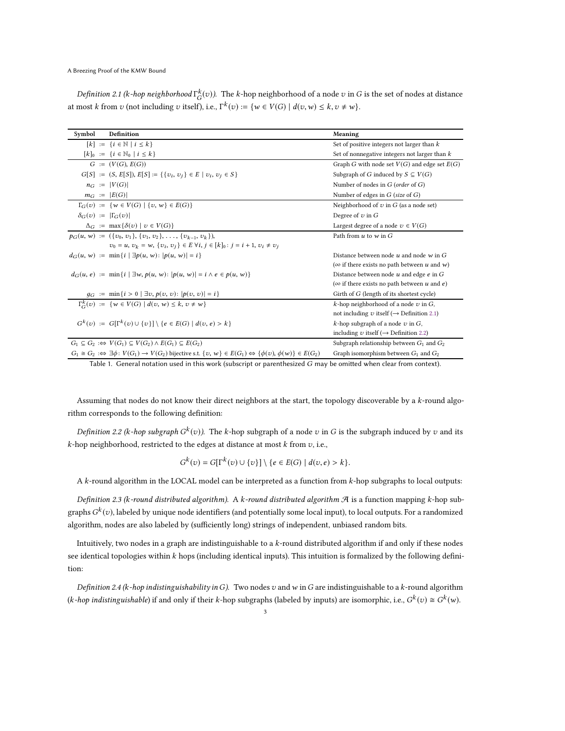*Definition 2.1 ($k$-hop neighborhood $\Gamma_G^k(v)$).* The $k$-hop neighborhood of a node $v$ in $G$ is the set of nodes at distance at most $k$ from $v$ (not including $v$ itself), i.e., $\Gamma^k(v) := \{w \in V(G) \mid d(v, w) \le k, v \ne w\}$.

| Symbol | Definition | Meaning |
|---|---|---|
| $[k]$ | $:= \{i \in \mathbb{N} \mid i \le k\}$ | Set of positive integers not larger than $k$ |
| $[k]_0$ | $:= \{i \in \mathbb{N}_0 \mid i \le k\}$ | Set of nonnegative integers not larger than $k$ |
| $G$ | $:= (V(G), E(G))$ | Graph $G$ with node set $V(G)$ and edge set $E(G)$ |
| $G[S]$ | $:= (S, E[S]), E[S] := \{\{v_i, v_j\} \in E \mid v_i, v_j \in S\}$ | Subgraph of $G$ induced by $S \subseteq V(G)$ |
| $n_G$ | $:= \lvert V(G)\rvert$ | Number of nodes in $G$ (*order* of $G$) |
| $m_G$ | $:= \lvert E(G)\rvert$ | Number of edges in $G$ (*size* of $G$) |
| $\Gamma_G(v)$ | $:= \{w \in V(G) \mid \{v, w\} \in E(G)\}$ | Neighborhood of $v$ in $G$ (as a node set) |
| $\delta_G(v)$ | $:= \lvert\Gamma_G(v)\rvert$ | Degree of $v$ in $G$ |
| $\Delta_G$ | $:= \max\{\delta(v) \mid v \in V(G)\}$ | Largest degree of a node $v \in V(G)$ |
| $p_G(u, w)$ | $:= (\{v_0, v_1\}, \{v_1, v_2\}, \ldots, \{v_{k-1}, v_k\})$, $v_0 = u, v_k = w, \{v_i, v_j\} \in E \; \forall i, j \in [k]_0 \colon j = i + 1, v_i \ne v_j$ | Path from $u$ to $w$ in $G$ |
| $d_G(u, w)$ | $:= \min\{i \mid \exists p(u, w) \colon \lvert p(u, w)\rvert = i\}$ | Distance between node $u$ and node $w$ in $G$ ($\infty$ if there exists no path between $u$ and $w$) |
| $d_G(u, e)$ | $:= \min\{i \mid \exists w, p(u, w) \colon \lvert p(u, w)\rvert = i \wedge e \in p(u, w)\}$ | Distance between node $u$ and edge $e$ in $G$ ($\infty$ if there exists no path between $u$ and $e$) |
| $g_G$ | $:= \min\{i > 0 \mid \exists v, p(v, v) \colon \lvert p(v, v)\rvert = i\}$ | Girth of $G$ (length of its shortest cycle) |
| $\Gamma_G^k(v)$ | $:= \{w \in V(G) \mid d(v, w) \le k, v \ne w\}$ | $k$-hop neighborhood of a node $v$ in $G$, not including $v$ itself ($\rightarrow$ Definition 2.1) |
| $G^k(v)$ | $:= G[\Gamma^k(v) \cup \{v\}] \setminus \{e \in E(G) \mid d(v, e) > k\}$ | $k$-hop subgraph of a node $v$ in $G$, including $v$ itself ($\rightarrow$ Definition 2.2) |
| $G_1 \subseteq G_2$ | $:\Leftrightarrow V(G_1) \subseteq V(G_2) \wedge E(G_1) \subseteq E(G_2)$ | Subgraph relationship between $G_1$ and $G_2$ |
| $G_1 \cong G_2$ | $:\Leftrightarrow \exists \phi \colon V(G_1) \to V(G_2)$ bijective s.t. $\{v, w\} \in E(G_1) \Leftrightarrow \{\phi(v), \phi(w)\} \in E(G_2)$ | Graph isomorphism between $G_1$ and $G_2$ |

Table 1. General notation used in this work (subscript or parenthesized $G$ may be omitted when clear from context).

Assuming that nodes do not know their direct neighbors at the start, the topology discoverable by a $k$-round algorithm corresponds to the following definition:

*Definition 2.2 ($k$-hop subgraph $G^k(v)$).* The $k$-hop subgraph of a node $v$ in $G$ is the subgraph induced by $v$ and its $k$-hop neighborhood, restricted to the edges at distance at most $k$ from $v$, i.e.,

$$G^k(v) = G[\Gamma^k(v) \cup \{v\}] \setminus \{e \in E(G) \mid d(v, e) > k\}.$$

A $k$-round algorithm in the LOCAL model can be interpreted as a function from $k$-hop subgraphs to local outputs:

*Definition 2.3 ($k$-round distributed algorithm).* A *$k$-round distributed algorithm* $\mathcal{A}$ is a function mapping $k$-hop subgraphs $G^k(v)$, labeled by unique node identifiers (and potentially some local input), to local outputs. For a randomized algorithm, nodes are also labeled by (sufficiently long) strings of independent, unbiased random bits.

Intuitively, two nodes in a graph are indistinguishable to a $k$-round distributed algorithm if and only if these nodes see identical topologies within $k$ hops (including identical inputs). This intuition is formalized by the following definition:

*Definition 2.4 ($k$-hop indistinguishability in $G$).* Two nodes $v$ and $w$ in $G$ are indistinguishable to a $k$-round algorithm (*$k$-hop indistinguishable*) if and only if their $k$-hop subgraphs (labeled by inputs) are isomorphic, i.e., $G^k(v) \cong G^k(w)$.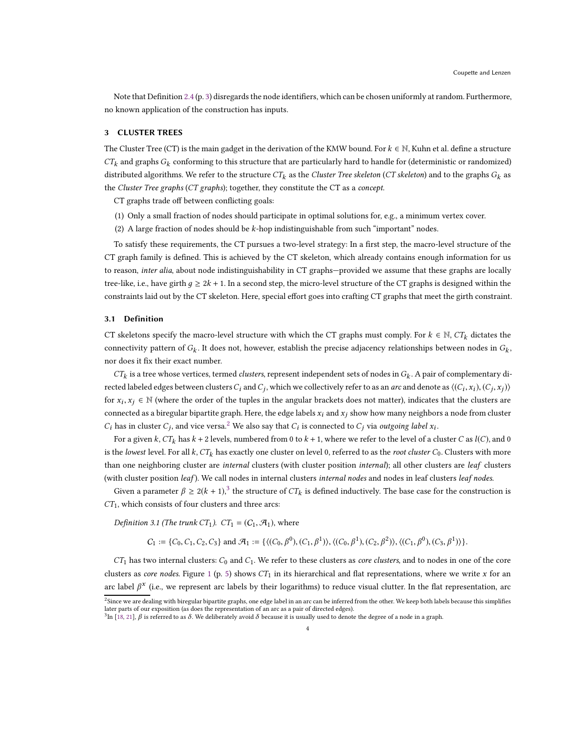Note that Definition 2.4 (p. 3) disregards the node identifiers, which can be chosen uniformly at random. Furthermore, no known application of the construction has inputs.

## 3 CLUSTER TREES

The Cluster Tree (CT) is the main gadget in the derivation of the KMW bound. For $k \in \mathbb{N}$, Kuhn et al. define a structure $CT_k$ and graphs $G_k$ conforming to this structure that are particularly hard to handle for (deterministic or randomized) distributed algorithms. We refer to the structure $CT_k$ as the *Cluster Tree skeleton* (*CT skeleton*) and to the graphs $G_k$ as the *Cluster Tree graphs* (*CT graphs*); together, they constitute the CT as a *concept.*

CT graphs trade off between conflicting goals:

(1) Only a small fraction of nodes should participate in optimal solutions for, e.g., a minimum vertex cover.
(2) A large fraction of nodes should be $k$-hop indistinguishable from such "important" nodes.

To satisfy these requirements, the CT pursues a two-level strategy: In a first step, the macro-level structure of the CT graph family is defined. This is achieved by the CT skeleton, which already contains enough information for us to reason, *inter alia*, about node indistinguishability in CT graphs—provided we assume that these graphs are locally tree-like, i.e., have girth $g \geq 2k+1$. In a second step, the micro-level structure of the CT graphs is designed within the constraints laid out by the CT skeleton. Here, special effort goes into crafting CT graphs that meet the girth constraint.

### 3.1 Definition

CT skeletons specify the macro-level structure with which the CT graphs must comply. For $k \in \mathbb{N}$, $CT_k$ dictates the connectivity pattern of $G_k$. It does not, however, establish the precise adjacency relationships between nodes in $G_k$, nor does it fix their exact number.

$CT_k$ is a tree whose vertices, termed *clusters*, represent independent sets of nodes in $G_k$. A pair of complementary directed labeled edges between clusters $C_i$ and $C_j$, which we collectively refer to as an *arc* and denote as $\langle (C_i, x_i), (C_j, x_j) \rangle$ for $x_i, x_j \in \mathbb{N}$ (where the order of the tuples in the angular brackets does not matter), indicates that the clusters are connected as a biregular bipartite graph. Here, the edge labels $x_i$ and $x_j$ show how many neighbors a node from cluster $C_i$ has in cluster $C_j$, and vice versa.[2] We also say that $C_i$ is connected to $C_j$ via *outgoing label* $x_i$.

For a given $k$, $CT_k$ has $k+2$ levels, numbered from 0 to $k+1$, where we refer to the level of a cluster $C$ as $l(C)$, and 0 is the *lowest* level. For all $k$, $CT_k$ has exactly one cluster on level 0, referred to as the *root cluster* $C_0$. Clusters with more than one neighboring cluster are *internal* clusters (with cluster position *internal*); all other clusters are *leaf* clusters (with cluster position *leaf*). We call nodes in internal clusters *internal nodes* and nodes in leaf clusters *leaf nodes*.

Given a parameter $\beta \geq 2(k+1)$,[3] the structure of $CT_k$ is defined inductively. The base case for the construction is $CT_1$, which consists of four clusters and three arcs:

*Definition 3.1 (The trunk $CT_1$).* $CT_1 = (\mathcal{C}_1, \mathcal{A}_1)$, where

$$\mathcal{C}_1 := \{C_0, C_1, C_2, C_3\} \text{ and } \mathcal{A}_1 := \{\langle (C_0, \beta^0), (C_1, \beta^1) \rangle, \langle (C_0, \beta^1), (C_2, \beta^2) \rangle, \langle (C_1, \beta^0), (C_3, \beta^1) \rangle\}.$$

$CT_1$ has two internal clusters: $C_0$ and $C_1$. We refer to these clusters as *core clusters*, and to nodes in one of the core clusters as *core nodes*. Figure 1 (p. 5) shows $CT_1$ in its hierarchical and flat representations, where we write $x$ for an arc label $\beta^x$ (i.e., we represent arc labels by their logarithms) to reduce visual clutter. In the flat representation, arc

[2] Since we are dealing with biregular bipartite graphs, one edge label in an arc can be inferred from the other. We keep both labels because this simplifies later parts of our exposition (as does the representation of an arc as a pair of directed edges).

[3] In [18, 21], $\beta$ is referred to as $\delta$. We deliberately avoid $\delta$ because it is usually used to denote the degree of a node in a graph.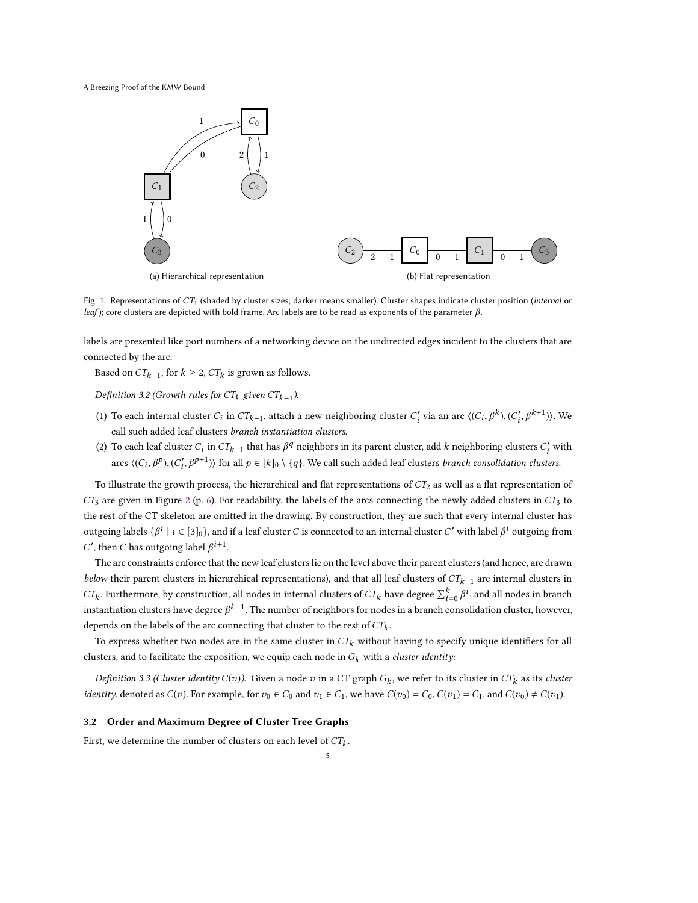(a) Hierarchical representation

(b) Flat representation

Fig. 1. Representations of $CT_1$ (shaded by cluster sizes; darker means smaller). Cluster shapes indicate cluster position (*internal* or *leaf*); core clusters are depicted with bold frame. Arc labels are to be read as exponents of the parameter $\beta$.

labels are presented like port numbers of a networking device on the undirected edges incident to the clusters that are connected by the arc.

Based on $CT_{k-1}$, for $k \geq 2$, $CT_k$ is grown as follows.

*Definition 3.2 (Growth rules for $CT_k$ given $CT_{k-1}$).*

(1) To each internal cluster $C_i$ in $CT_{k-1}$, attach a new neighboring cluster $C_i'$ via an arc $\langle (C_i, \beta^k), (C_i', \beta^{k+1}) \rangle$. We call such added leaf clusters *branch instantiation clusters*.

(2) To each leaf cluster $C_i$ in $CT_{k-1}$ that has $\beta^q$ neighbors in its parent cluster, add $k$ neighboring clusters $C_i'$ with arcs $\langle (C_i, \beta^p), (C_i', \beta^{p+1}) \rangle$ for all $p \in [k]_0 \setminus \{q\}$. We call such added leaf clusters *branch consolidation clusters*.

To illustrate the growth process, the hierarchical and flat representations of $CT_2$ as well as a flat representation of $CT_3$ are given in Figure 2 (p. 6). For readability, the labels of the arcs connecting the newly added clusters in $CT_3$ to the rest of the CT skeleton are omitted in the drawing. By construction, they are such that every internal cluster has outgoing labels $\{\beta^i \mid i \in [3]_0\}$, and if a leaf cluster $C$ is connected to an internal cluster $C'$ with label $\beta^i$ outgoing from $C'$, then $C$ has outgoing label $\beta^{i+1}$.

The arc constraints enforce that the new leaf clusters lie on the level above their parent clusters (and hence, are drawn *below* their parent clusters in hierarchical representations), and that all leaf clusters of $CT_{k-1}$ are internal clusters in $CT_k$. Furthermore, by construction, all nodes in internal clusters of $CT_k$ have degree $\sum_{i=0}^{k} \beta^i$, and all nodes in branch instantiation clusters have degree $\beta^{k+1}$. The number of neighbors for nodes in a branch consolidation cluster, however, depends on the labels of the arc connecting that cluster to the rest of $CT_k$.

To express whether two nodes are in the same cluster in $CT_k$ without having to specify unique identifiers for all clusters, and to facilitate the exposition, we equip each node in $G_k$ with a *cluster identity*:

*Definition 3.3 (Cluster identity $C(v)$).* Given a node $v$ in a CT graph $G_k$, we refer to its cluster in $CT_k$ as its *cluster identity*, denoted as $C(v)$. For example, for $v_0 \in C_0$ and $v_1 \in C_1$, we have $C(v_0) = C_0$, $C(v_1) = C_1$, and $C(v_0) \neq C(v_1)$.

### 3.2 Order and Maximum Degree of Cluster Tree Graphs

First, we determine the number of clusters on each level of $CT_k$.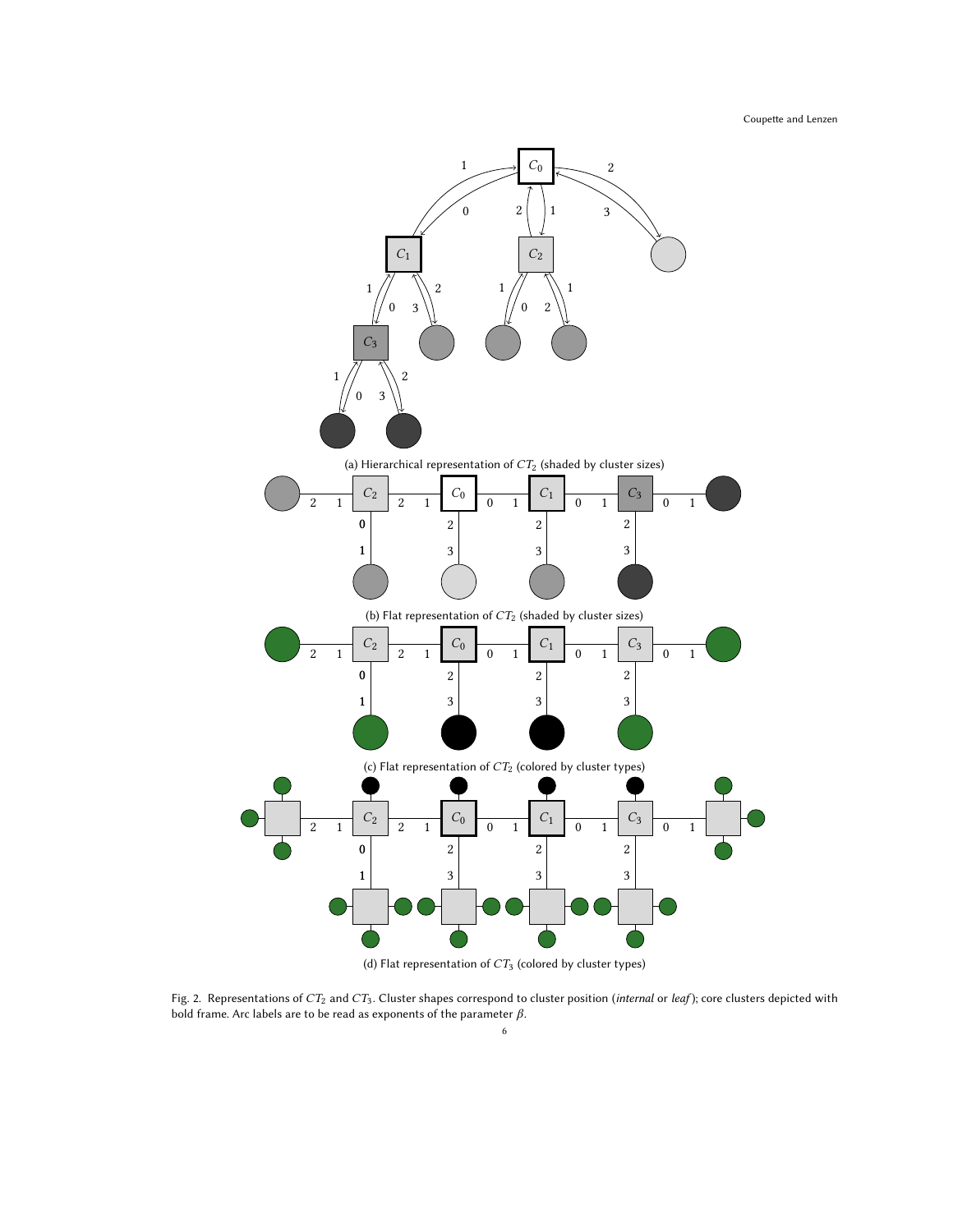(a) Hierarchical representation of $CT_2$ (shaded by cluster sizes)

(b) Flat representation of $CT_2$ (shaded by cluster sizes)

(c) Flat representation of $CT_2$ (colored by cluster types)

(d) Flat representation of $CT_3$ (colored by cluster types)

Fig. 2. Representations of $CT_2$ and $CT_3$. Cluster shapes correspond to cluster position (*internal* or *leaf*); core clusters depicted with bold frame. Arc labels are to be read as exponents of the parameter $\beta$.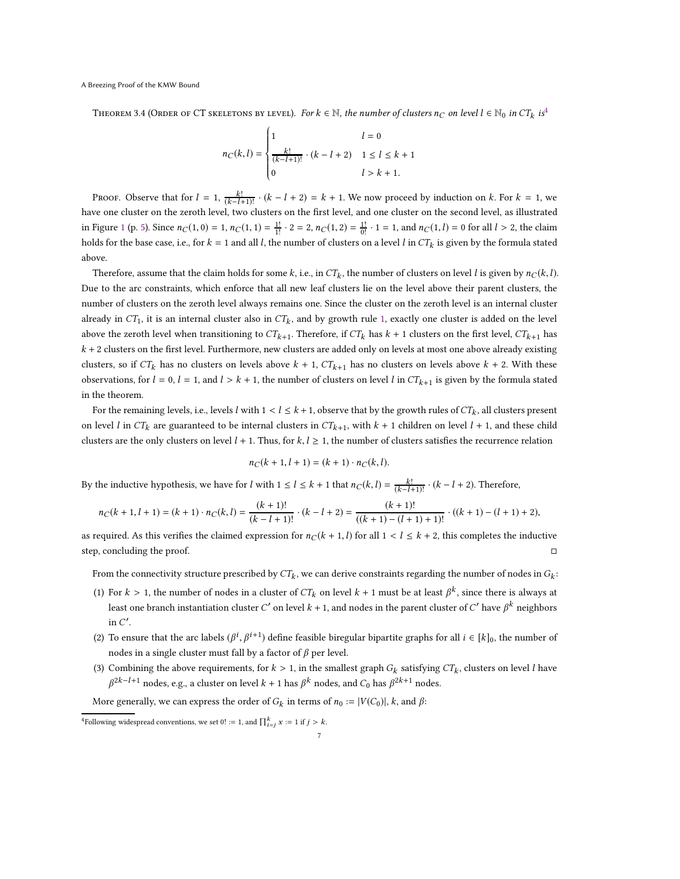**Theorem 3.4** (Order of CT skeletons by level). *For $k \in \mathbb{N}$, the number of clusters $n_C$ on level $l \in \mathbb{N}_0$ in $CT_k$ is*[4]

$$n_C(k,l) = \begin{cases} 1 & l = 0 \\ \frac{k!}{(k-l+1)!} \cdot (k-l+2) & 1 \le l \le k+1 \\ 0 & l > k+1. \end{cases}$$

Proof. Observe that for $l = 1$, $\frac{k!}{(k-l+1)!} \cdot (k-l+2) = k+1$. We now proceed by induction on $k$. For $k = 1$, we have one cluster on the zeroth level, two clusters on the first level, and one cluster on the second level, as illustrated in Figure 1 (p. 5). Since $n_C(1,0) = 1$, $n_C(1,1) = \frac{1!}{1!} \cdot 2 = 2$, $n_C(1,2) = \frac{1!}{0!} \cdot 1 = 1$, and $n_C(1,l) = 0$ for all $l > 2$, the claim holds for the base case, i.e., for $k = 1$ and all $l$, the number of clusters on a level $l$ in $CT_k$ is given by the formula stated above.

Therefore, assume that the claim holds for some $k$, i.e., in $CT_k$, the number of clusters on level $l$ is given by $n_C(k,l)$. Due to the arc constraints, which enforce that all new leaf clusters lie on the level above their parent clusters, the number of clusters on the zeroth level always remains one. Since the cluster on the zeroth level is an internal cluster already in $CT_1$, it is an internal cluster also in $CT_k$, and by growth rule 1, exactly one cluster is added on the level above the zeroth level when transitioning to $CT_{k+1}$. Therefore, if $CT_k$ has $k+1$ clusters on the first level, $CT_{k+1}$ has $k+2$ clusters on the first level. Furthermore, new clusters are added only on levels at most one above already existing clusters, so if $CT_k$ has no clusters on levels above $k+1$, $CT_{k+1}$ has no clusters on levels above $k+2$. With these observations, for $l = 0$, $l = 1$, and $l > k+1$, the number of clusters on level $l$ in $CT_{k+1}$ is given by the formula stated in the theorem.

For the remaining levels, i.e., levels $l$ with $1 < l \le k+1$, observe that by the growth rules of $CT_k$, all clusters present on level $l$ in $CT_k$ are guaranteed to be internal clusters in $CT_{k+1}$, with $k+1$ children on level $l+1$, and these child clusters are the only clusters on level $l+1$. Thus, for $k, l \ge 1$, the number of clusters satisfies the recurrence relation

$$n_C(k+1, l+1) = (k+1) \cdot n_C(k,l).$$

By the inductive hypothesis, we have for $l$ with $1 \le l \le k+1$ that $n_C(k,l) = \frac{k!}{(k-l+1)!} \cdot (k-l+2)$. Therefore,

$$n_C(k+1,l+1) = (k+1) \cdot n_C(k,l) = \frac{(k+1)!}{(k-l+1)!} \cdot (k-l+2) = \frac{(k+1)!}{((k+1)-(l+1)+1)!} \cdot ((k+1)-(l+1)+2),$$

as required. As this verifies the claimed expression for $n_C(k+1,l)$ for all $1 < l \le k+2$, this completes the inductive step, concluding the proof. ◻

From the connectivity structure prescribed by $CT_k$, we can derive constraints regarding the number of nodes in $G_k$:

1. For $k > 1$, the number of nodes in a cluster of $CT_k$ on level $k+1$ must be at least $\beta^k$, since there is always at least one branch instantiation cluster $C'$ on level $k+1$, and nodes in the parent cluster of $C'$ have $\beta^k$ neighbors in $C'$.
2. To ensure that the arc labels $(\beta^i, \beta^{i+1})$ define feasible biregular bipartite graphs for all $i \in [k]_0$, the number of nodes in a single cluster must fall by a factor of $\beta$ per level.
3. Combining the above requirements, for $k > 1$, in the smallest graph $G_k$ satisfying $CT_k$, clusters on level $l$ have $\beta^{2k-l+1}$ nodes, e.g., a cluster on level $k+1$ has $\beta^k$ nodes, and $C_0$ has $\beta^{2k+1}$ nodes.

More generally, we can express the order of $G_k$ in terms of $n_0 := |V(C_0)|$, $k$, and $\beta$:

[4] Following widespread conventions, we set $0! := 1$, and $\prod_{i=j}^{k} x := 1$ if $j > k$.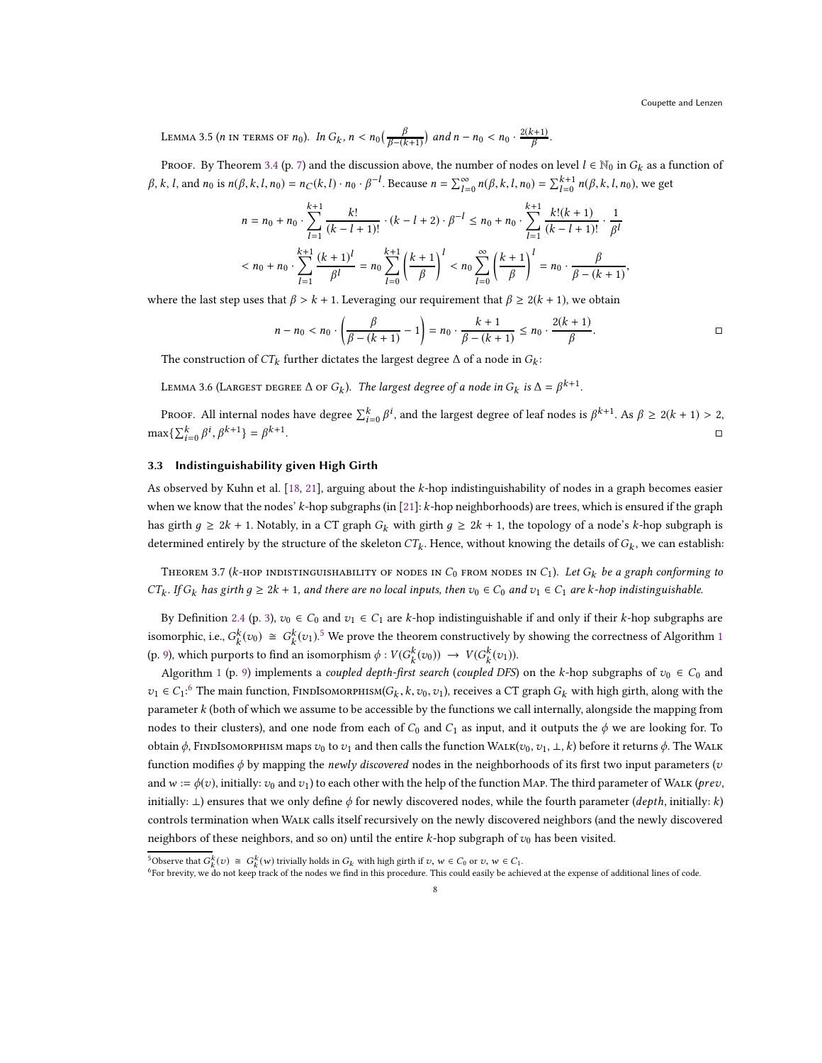Lemma 3.5 ($n$ in terms of $n_0$). *In $G_k$, $n < n_0\left(\frac{\beta}{\beta-(k+1)}\right)$ and $n - n_0 < n_0 \cdot \frac{2(k+1)}{\beta}$.*

Proof. By Theorem 3.4 (p. 7) and the discussion above, the number of nodes on level $l \in \mathbb{N}_0$ in $G_k$ as a function of $\beta$, $k$, $l$, and $n_0$ is $n(\beta, k, l, n_0) = n_C(k, l) \cdot n_0 \cdot \beta^{-l}$. Because $n = \sum_{l=0}^{\infty} n(\beta, k, l, n_0) = \sum_{l=0}^{k+1} n(\beta, k, l, n_0)$, we get

$$n = n_0 + n_0 \cdot \sum_{l=1}^{k+1} \frac{k!}{(k-l+1)!} \cdot (k-l+2) \cdot \beta^{-l} \leq n_0 + n_0 \cdot \sum_{l=1}^{k+1} \frac{k!(k+1)}{(k-l+1)!} \cdot \frac{1}{\beta^l}$$

$$< n_0 + n_0 \cdot \sum_{l=1}^{k+1} \frac{(k+1)^l}{\beta^l} = n_0 \sum_{l=0}^{k+1} \left(\frac{k+1}{\beta}\right)^l < n_0 \sum_{l=0}^{\infty} \left(\frac{k+1}{\beta}\right)^l = n_0 \cdot \frac{\beta}{\beta - (k+1)},$$

where the last step uses that $\beta > k+1$. Leveraging our requirement that $\beta \geq 2(k+1)$, we obtain

$$n - n_0 < n_0 \cdot \left(\frac{\beta}{\beta - (k+1)} - 1\right) = n_0 \cdot \frac{k+1}{\beta - (k+1)} \leq n_0 \cdot \frac{2(k+1)}{\beta}.$$

□

The construction of $CT_k$ further dictates the largest degree $\Delta$ of a node in $G_k$:

Lemma 3.6 (Largest degree $\Delta$ of $G_k$). *The largest degree of a node in $G_k$ is $\Delta = \beta^{k+1}$.*

Proof. All internal nodes have degree $\sum_{i=0}^{k} \beta^i$, and the largest degree of leaf nodes is $\beta^{k+1}$. As $\beta \geq 2(k+1) > 2$, $\max\{\sum_{i=0}^{k} \beta^i, \beta^{k+1}\} = \beta^{k+1}$. □

## 3.3 Indistinguishability given High Girth

As observed by Kuhn et al. [18, 21], arguing about the $k$-hop indistinguishability of nodes in a graph becomes easier when we know that the nodes' $k$-hop subgraphs (in [21]: $k$-hop neighborhoods) are trees, which is ensured if the graph has girth $g \geq 2k+1$. Notably, in a CT graph $G_k$ with girth $g \geq 2k+1$, the topology of a node's $k$-hop subgraph is determined entirely by the structure of the skeleton $CT_k$. Hence, without knowing the details of $G_k$, we can establish:

Theorem 3.7 ($k$-hop indistinguishability of nodes in $C_0$ from nodes in $C_1$). *Let $G_k$ be a graph conforming to $CT_k$. If $G_k$ has girth $g \geq 2k+1$, and there are no local inputs, then $v_0 \in C_0$ and $v_1 \in C_1$ are $k$-hop indistinguishable.*

By Definition 2.4 (p. 3), $v_0 \in C_0$ and $v_1 \in C_1$ are $k$-hop indistinguishable if and only if their $k$-hop subgraphs are isomorphic, i.e., $G_k^k(v_0) \cong G_k^k(v_1)$.[5] We prove the theorem constructively by showing the correctness of Algorithm 1 (p. 9), which purports to find an isomorphism $\phi : V(G_k^k(v_0)) \to V(G_k^k(v_1))$.

Algorithm 1 (p. 9) implements a *coupled depth-first search* (*coupled DFS*) on the $k$-hop subgraphs of $v_0 \in C_0$ and $v_1 \in C_1$:[6] The main function, FindIsomorphism($G_k, k, v_0, v_1$), receives a CT graph $G_k$ with high girth, along with the parameter $k$ (both of which we assume to be accessible by the functions we call internally, alongside the mapping from nodes to their clusters), and one node from each of $C_0$ and $C_1$ as input, and it outputs the $\phi$ we are looking for. To obtain $\phi$, FindIsomorphism maps $v_0$ to $v_1$ and then calls the function Walk($v_0, v_1, \bot, k$) before it returns $\phi$. The Walk function modifies $\phi$ by mapping the *newly discovered* nodes in the neighborhoods of its first two input parameters ($v$ and $w := \phi(v)$, initially: $v_0$ and $v_1$) to each other with the help of the function Map. The third parameter of Walk (*prev*, initially: $\bot$) ensures that we only define $\phi$ for newly discovered nodes, while the fourth parameter (*depth*, initially: $k$) controls termination when Walk calls itself recursively on the newly discovered neighbors (and the newly discovered neighbors of these neighbors, and so on) until the entire $k$-hop subgraph of $v_0$ has been visited.

[5] Observe that $G_k^k(v) \cong G_k^k(w)$ trivially holds in $G_k$ with high girth if $v, w \in C_0$ or $v, w \in C_1$.

[6] For brevity, we do not keep track of the nodes we find in this procedure. This could easily be achieved at the expense of additional lines of code.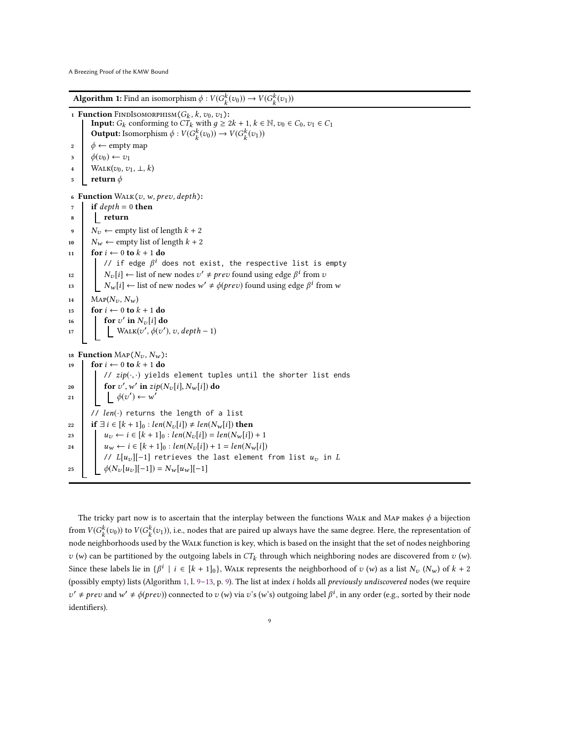**Algorithm 1:** Find an isomorphism $\phi : V(G_k^k(v_0)) \to V(G_k^k(v_1))$

```
1  Function FindIsomorphism(G_k, k, v_0, v_1):
       Input: G_k conforming to CT_k with g ≥ 2k + 1, k ∈ ℕ, v_0 ∈ C_0, v_1 ∈ C_1
       Output: Isomorphism φ : V(G_k^k(v_0)) → V(G_k^k(v_1))
2      φ ← empty map
3      φ(v_0) ← v_1
4      Walk(v_0, v_1, ⊥, k)
5      return φ

6  Function Walk(v, w, prev, depth):
7      if depth = 0 then
8          return
9      N_v ← empty list of length k + 2
10     N_w ← empty list of length k + 2
11     for i ← 0 to k + 1 do
           // if edge β^i does not exist, the respective list is empty
12         N_v[i] ← list of new nodes v' ≠ prev found using edge β^i from v
13         N_w[i] ← list of new nodes w' ≠ φ(prev) found using edge β^i from w
14     Map(N_v, N_w)
15     for i ← 0 to k + 1 do
16         for v' in N_v[i] do
17             Walk(v', φ(v'), v, depth − 1)

18 Function Map(N_v, N_w):
19     for i ← 0 to k + 1 do
           // zip(·,·) yields element tuples until the shorter list ends
20         for v', w' in zip(N_v[i], N_w[i]) do
21             φ(v') ← w'
       // len(·) returns the length of a list
22     if ∃ i ∈ [k + 1]_0 : len(N_v[i]) ≠ len(N_w[i]) then
23         u_v ← i ∈ [k + 1]_0 : len(N_v[i]) = len(N_w[i]) + 1
24         u_w ← i ∈ [k + 1]_0 : len(N_v[i]) + 1 = len(N_w[i])
           // L[u_v][−1] retrieves the last element from list u_v in L
25         φ(N_v[u_v][−1]) = N_w[u_w][−1]
```

The tricky part now is to ascertain that the interplay between the functions Walk and Map makes $\phi$ a bijection from $V(G_k^k(v_0))$ to $V(G_k^k(v_1))$, i.e., nodes that are paired up always have the same degree. Here, the representation of node neighborhoods used by the Walk function is key, which is based on the insight that the set of nodes neighboring $v$ ($w$) can be partitioned by the outgoing labels in $CT_k$ through which neighboring nodes are discovered from $v$ ($w$). Since these labels lie in $\{\beta^i \mid i \in [k+1]_0\}$, Walk represents the neighborhood of $v$ ($w$) as a list $N_v$ ($N_w$) of $k+2$ (possibly empty) lists (Algorithm 1, l. 9–13, p. 9). The list at index $i$ holds all *previously undiscovered* nodes (we require $v' \neq prev$ and $w' \neq \phi(prev)$) connected to $v$ ($w$) via $v$'s ($w$'s) outgoing label $\beta^i$, in any order (e.g., sorted by their node identifiers).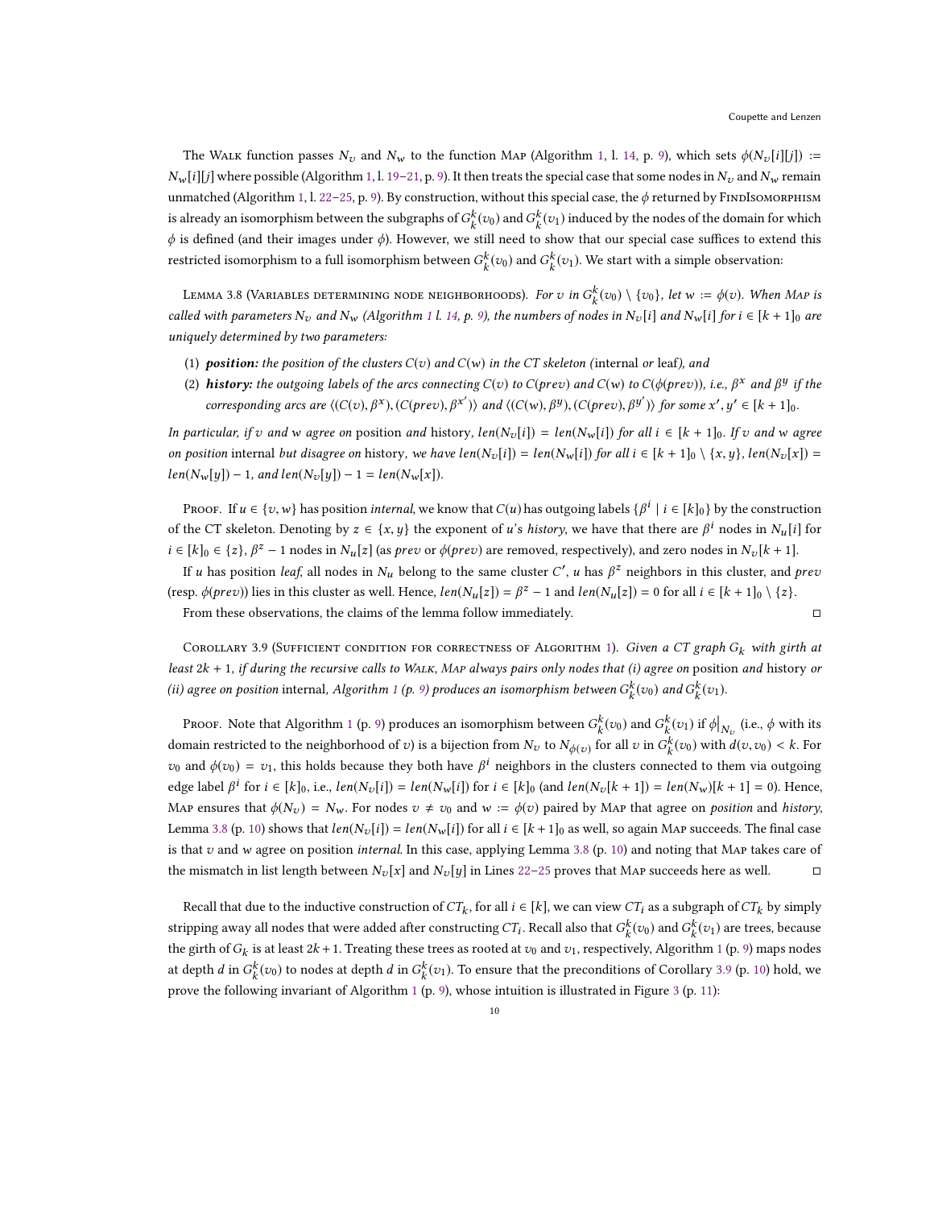The Walk function passes $N_v$ and $N_w$ to the function Map (Algorithm 1, l. 14, p. 9), which sets $\phi(N_v[i][j]) := N_w[i][j]$ where possible (Algorithm 1, l. 19–21, p. 9). It then treats the special case that some nodes in $N_v$ and $N_w$ remain unmatched (Algorithm 1, l. 22–25, p. 9). By construction, without this special case, the $\phi$ returned by FindIsomorphism is already an isomorphism between the subgraphs of $G^k_k(v_0)$ and $G^k_k(v_1)$ induced by the nodes of the domain for which $\phi$ is defined (and their images under $\phi$). However, we still need to show that our special case suffices to extend this restricted isomorphism to a full isomorphism between $G^k_k(v_0)$ and $G^k_k(v_1)$. We start with a simple observation:

Lemma 3.8 (Variables determining node neighborhoods). *For $v$ in $G^k_k(v_0) \setminus \{v_0\}$, let $w := \phi(v)$. When Map is called with parameters $N_v$ and $N_w$ (Algorithm 1 l. 14, p. 9), the numbers of nodes in $N_v[i]$ and $N_w[i]$ for $i \in [k+1]_0$ are uniquely determined by two parameters:*

1. ***position:*** *the position of the clusters $C(v)$ and $C(w)$ in the CT skeleton (*internal *or* leaf*), and*
2. ***history:*** *the outgoing labels of the arcs connecting $C(v)$ to $C(prev)$ and $C(w)$ to $C(\phi(prev))$, i.e., $\beta^x$ and $\beta^y$ if the corresponding arcs are $\langle (C(v), \beta^x), (C(prev), \beta^{x'}) \rangle$ and $\langle (C(w), \beta^y), (C(prev), \beta^{y'}) \rangle$ for some $x', y' \in [k+1]_0$.*

*In particular, if $v$ and $w$ agree on* position *and* history*, $len(N_v[i]) = len(N_w[i])$ for all $i \in [k+1]_0$. If $v$ and $w$ agree on position* internal *but disagree on* history*, we have $len(N_v[i]) = len(N_w[i])$ for all $i \in [k+1]_0 \setminus \{x, y\}$, $len(N_v[x]) = len(N_w[y]) - 1$, and $len(N_v[y]) - 1 = len(N_w[x])$.*

Proof. If $u \in \{v, w\}$ has position *internal*, we know that $C(u)$ has outgoing labels $\{\beta^i \mid i \in [k]_0\}$ by the construction of the CT skeleton. Denoting by $z \in \{x, y\}$ the exponent of $u$'s *history*, we have that there are $\beta^i$ nodes in $N_u[i]$ for $i \in [k]_0 \in \{z\}$, $\beta^z - 1$ nodes in $N_u[z]$ (as $prev$ or $\phi(prev)$ are removed, respectively), and zero nodes in $N_v[k+1]$.

If $u$ has position *leaf*, all nodes in $N_u$ belong to the same cluster $C'$, $u$ has $\beta^z$ neighbors in this cluster, and $prev$ (resp. $\phi(prev)$) lies in this cluster as well. Hence, $len(N_u[z]) = \beta^z - 1$ and $len(N_u[z]) = 0$ for all $i \in [k+1]_0 \setminus \{z\}$.

From these observations, the claims of the lemma follow immediately. □

Corollary 3.9 (Sufficient condition for correctness of Algorithm 1). *Given a CT graph $G_k$ with girth at least $2k+1$, if during the recursive calls to Walk, Map always pairs only nodes that (i) agree on* position *and* history *or (ii) agree on position* internal*, Algorithm 1 (p. 9) produces an isomorphism between $G^k_k(v_0)$ and $G^k_k(v_1)$.*

Proof. Note that Algorithm 1 (p. 9) produces an isomorphism between $G^k_k(v_0)$ and $G^k_k(v_1)$ if $\phi\big|_{N_v}$ (i.e., $\phi$ with its domain restricted to the neighborhood of $v$) is a bijection from $N_v$ to $N_{\phi(v)}$ for all $v$ in $G^k_k(v_0)$ with $d(v, v_0) < k$. For $v_0$ and $\phi(v_0) = v_1$, this holds because they both have $\beta^i$ neighbors in the clusters connected to them via outgoing edge label $\beta^i$ for $i \in [k]_0$, i.e., $len(N_v[i]) = len(N_w[i])$ for $i \in [k]_0$ (and $len(N_v[k+1]) = len(N_w)[k+1] = 0$). Hence, Map ensures that $\phi(N_v) = N_w$. For nodes $v \neq v_0$ and $w := \phi(v)$ paired by Map that agree on *position* and *history*, Lemma 3.8 (p. 10) shows that $len(N_v[i]) = len(N_w[i])$ for all $i \in [k+1]_0$ as well, so again Map succeeds. The final case is that $v$ and $w$ agree on position *internal*. In this case, applying Lemma 3.8 (p. 10) and noting that Map takes care of the mismatch in list length between $N_v[x]$ and $N_v[y]$ in Lines 22–25 proves that Map succeeds here as well. □

Recall that due to the inductive construction of $CT_k$, for all $i \in [k]$, we can view $CT_i$ as a subgraph of $CT_k$ by simply stripping away all nodes that were added after constructing $CT_i$. Recall also that $G^k_k(v_0)$ and $G^k_k(v_1)$ are trees, because the girth of $G_k$ is at least $2k+1$. Treating these trees as rooted at $v_0$ and $v_1$, respectively, Algorithm 1 (p. 9) maps nodes at depth $d$ in $G^k_k(v_0)$ to nodes at depth $d$ in $G^k_k(v_1)$. To ensure that the preconditions of Corollary 3.9 (p. 10) hold, we prove the following invariant of Algorithm 1 (p. 9), whose intuition is illustrated in Figure 3 (p. 11):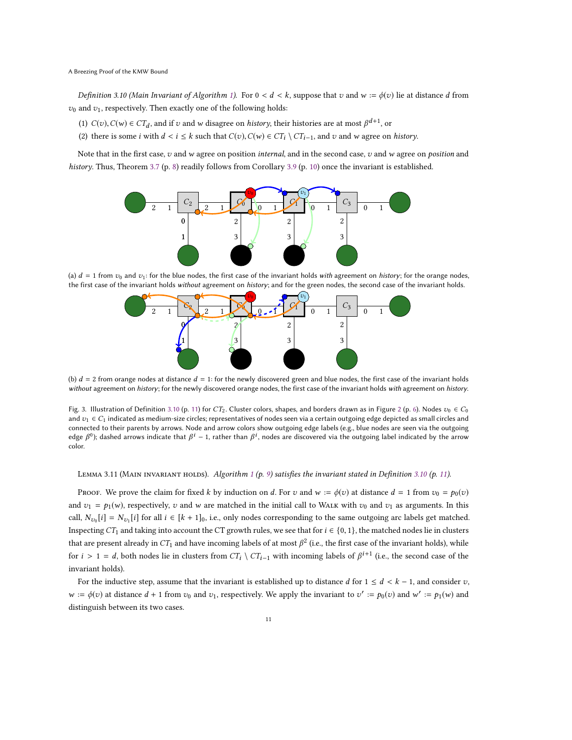*Definition 3.10 (Main Invariant of Algorithm 1).* For $0 < d < k$, suppose that $v$ and $w := \phi(v)$ lie at distance $d$ from $v_0$ and $v_1$, respectively. Then exactly one of the following holds:

(1) $C(v), C(w) \in CT_d$, and if $v$ and $w$ disagree on *history*, their histories are at most $\beta^{d+1}$, or
(2) there is some $i$ with $d < i \leq k$ such that $C(v), C(w) \in CT_i \setminus CT_{i-1}$, and $v$ and $w$ agree on *history*.

Note that in the first case, $v$ and $w$ agree on position *internal*, and in the second case, $v$ and $w$ agree on *position* and *history*. Thus, Theorem 3.7 (p. 8) readily follows from Corollary 3.9 (p. 10) once the invariant is established.

(a) $d = 1$ from $v_0$ and $v_1$: for the blue nodes, the first case of the invariant holds *with* agreement on *history*; for the orange nodes, the first case of the invariant holds *without* agreement on *history*; and for the green nodes, the second case of the invariant holds.

(b) $d = 2$ from orange nodes at distance $d = 1$: for the newly discovered green and blue nodes, the first case of the invariant holds *without* agreement on *history*; for the newly discovered orange nodes, the first case of the invariant holds *with* agreement on *history*.

Fig. 3. Illustration of Definition 3.10 (p. 11) for $CT_2$. Cluster colors, shapes, and borders drawn as in Figure 2 (p. 6). Nodes $v_0 \in C_0$ and $v_1 \in C_1$ indicated as medium-size circles; representatives of nodes seen via a certain outgoing edge depicted as small circles and connected to their parents by arrows. Node and arrow colors show outgoing edge labels (e.g., blue nodes are seen via the outgoing edge $\beta^0$); dashed arrows indicate that $\beta^i - 1$, rather than $\beta^i$, nodes are discovered via the outgoing label indicated by the arrow color.

Lemma 3.11 (Main invariant holds). *Algorithm 1 (p. 9) satisfies the invariant stated in Definition 3.10 (p. 11).*

Proof. We prove the claim for fixed $k$ by induction on $d$. For $v$ and $w := \phi(v)$ at distance $d = 1$ from $v_0 = p_0(v)$ and $v_1 = p_1(w)$, respectively, $v$ and $w$ are matched in the initial call to Walk with $v_0$ and $v_1$ as arguments. In this call, $N_{v_0}[i] = N_{v_1}[i]$ for all $i \in [k+1]_0$, i.e., only nodes corresponding to the same outgoing arc labels get matched. Inspecting $CT_1$ and taking into account the CT growth rules, we see that for $i \in \{0, 1\}$, the matched nodes lie in clusters that are present already in $CT_1$ and have incoming labels of at most $\beta^2$ (i.e., the first case of the invariant holds), while for $i > 1 = d$, both nodes lie in clusters from $CT_i \setminus CT_{i-1}$ with incoming labels of $\beta^{i+1}$ (i.e., the second case of the invariant holds).

For the inductive step, assume that the invariant is established up to distance $d$ for $1 \leq d < k - 1$, and consider $v$, $w := \phi(v)$ at distance $d + 1$ from $v_0$ and $v_1$, respectively. We apply the invariant to $v' := p_0(v)$ and $w' := p_1(w)$ and distinguish between its two cases.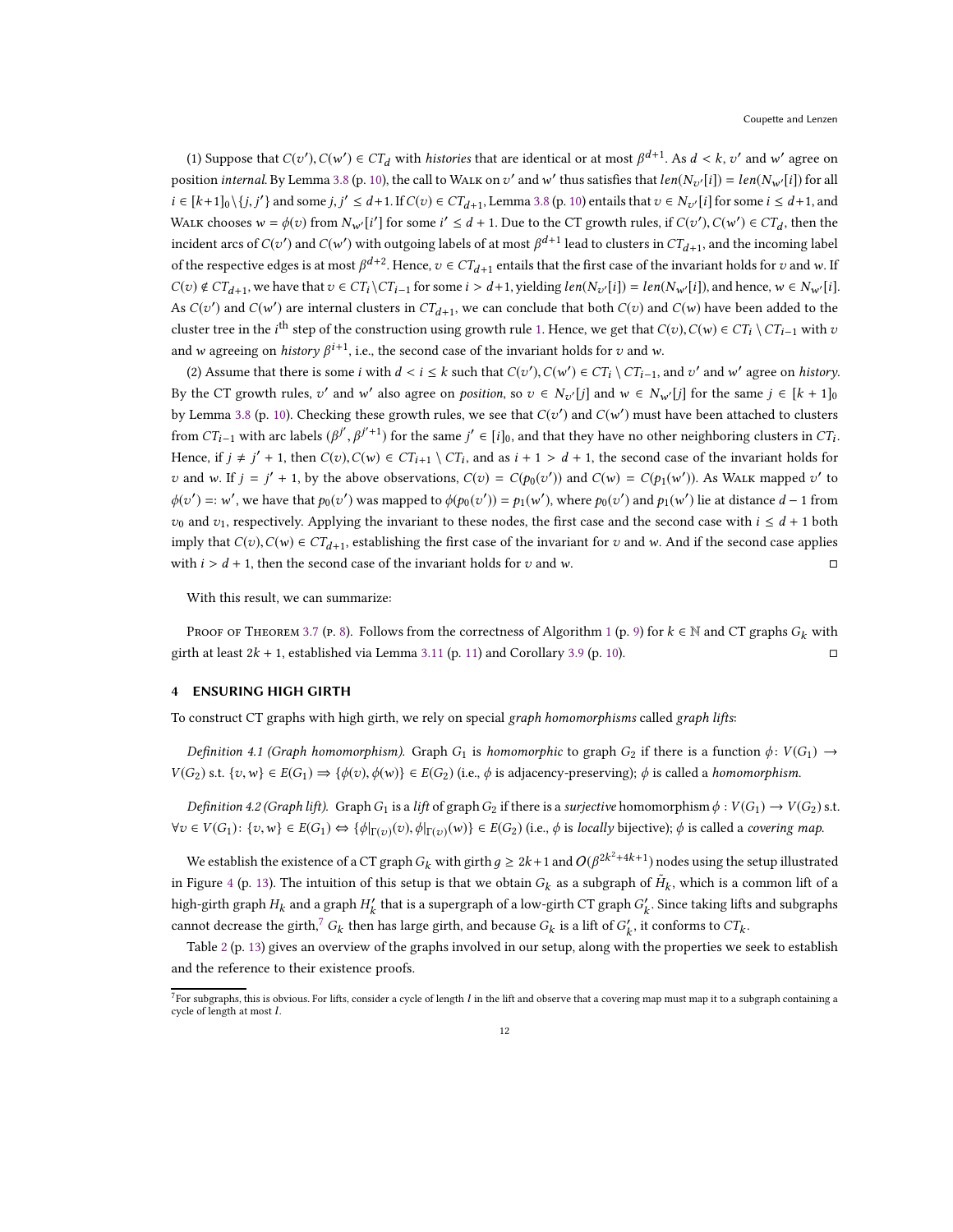(1) Suppose that $C(v'), C(w') \in CT_d$ with *histories* that are identical or at most $\beta^{d+1}$. As $d < k$, $v'$ and $w'$ agree on position *internal*. By Lemma 3.8 (p. 10), the call to Walk on $v'$ and $w'$ thus satisfies that $len(N_{v'}[i]) = len(N_{w'}[i])$ for all $i \in [k+1]_0 \setminus \{j, j'\}$ and some $j, j' \leq d+1$. If $C(v) \in CT_{d+1}$, Lemma 3.8 (p. 10) entails that $v \in N_{v'}[i]$ for some $i \leq d+1$, and Walk chooses $w = \phi(v)$ from $N_{w'}[i']$ for some $i' \leq d+1$. Due to the CT growth rules, if $C(v'), C(w') \in CT_d$, then the incident arcs of $C(v')$ and $C(w')$ with outgoing labels of at most $\beta^{d+1}$ lead to clusters in $CT_{d+1}$, and the incoming label of the respective edges is at most $\beta^{d+2}$. Hence, $v \in CT_{d+1}$ entails that the first case of the invariant holds for $v$ and $w$. If $C(v) \notin CT_{d+1}$, we have that $v \in CT_i \setminus CT_{i-1}$ for some $i > d+1$, yielding $len(N_{v'}[i]) = len(N_{w'}[i])$, and hence, $w \in N_{w'}[i]$. As $C(v')$ and $C(w')$ are internal clusters in $CT_{d+1}$, we can conclude that both $C(v)$ and $C(w)$ have been added to the cluster tree in the $i^{\text{th}}$ step of the construction using growth rule 1. Hence, we get that $C(v), C(w) \in CT_i \setminus CT_{i-1}$ with $v$ and $w$ agreeing on *history* $\beta^{i+1}$, i.e., the second case of the invariant holds for $v$ and $w$.

(2) Assume that there is some $i$ with $d < i \leq k$ such that $C(v'), C(w') \in CT_i \setminus CT_{i-1}$, and $v'$ and $w'$ agree on *history*. By the CT growth rules, $v'$ and $w'$ also agree on *position*, so $v \in N_{v'}[j]$ and $w \in N_{w'}[j]$ for the same $j \in [k+1]_0$ by Lemma 3.8 (p. 10). Checking these growth rules, we see that $C(v')$ and $C(w')$ must have been attached to clusters from $CT_{i-1}$ with arc labels $(\beta^{j'}, \beta^{j'+1})$ for the same $j' \in [i]_0$, and that they have no other neighboring clusters in $CT_i$. Hence, if $j \neq j'+1$, then $C(v), C(w) \in CT_{i+1} \setminus CT_i$, and as $i+1 > d+1$, the second case of the invariant holds for $v$ and $w$. If $j = j'+1$, by the above observations, $C(v) = C(p_0(v'))$ and $C(w) = C(p_1(w'))$. As Walk mapped $v'$ to $\phi(v') =: w'$, we have that $p_0(v')$ was mapped to $\phi(p_0(v')) = p_1(w')$, where $p_0(v')$ and $p_1(w')$ lie at distance $d-1$ from $v_0$ and $v_1$, respectively. Applying the invariant to these nodes, the first case and the second case with $i \leq d+1$ both imply that $C(v), C(w) \in CT_{d+1}$, establishing the first case of the invariant for $v$ and $w$. And if the second case applies with $i > d+1$, then the second case of the invariant holds for $v$ and $w$. ◻

With this result, we can summarize:

Proof of Theorem 3.7 (p. 8). Follows from the correctness of Algorithm 1 (p. 9) for $k \in \mathbb{N}$ and CT graphs $G_k$ with girth at least $2k+1$, established via Lemma 3.11 (p. 11) and Corollary 3.9 (p. 10). ◻

## 4 ENSURING HIGH GIRTH

To construct CT graphs with high girth, we rely on special *graph homomorphisms* called *graph lifts*:

*Definition 4.1 (Graph homomorphism).* Graph $G_1$ is *homomorphic* to graph $G_2$ if there is a function $\phi \colon V(G_1) \to V(G_2)$ s.t. $\{v, w\} \in E(G_1) \Rightarrow \{\phi(v), \phi(w)\} \in E(G_2)$ (i.e., $\phi$ is adjacency-preserving); $\phi$ is called a *homomorphism*.

*Definition 4.2 (Graph lift).* Graph $G_1$ is a *lift* of graph $G_2$ if there is a *surjective* homomorphism $\phi : V(G_1) \to V(G_2)$ s.t. $\forall v \in V(G_1)\colon \{v, w\} \in E(G_1) \Leftrightarrow \{\phi|_{\Gamma(v)}(v), \phi|_{\Gamma(v)}(w)\} \in E(G_2)$ (i.e., $\phi$ is *locally* bijective); $\phi$ is called a *covering map*.

We establish the existence of a CT graph $G_k$ with girth $g \geq 2k+1$ and $O(\beta^{2k^2+4k+1})$ nodes using the setup illustrated in Figure 4 (p. 13). The intuition of this setup is that we obtain $G_k$ as a subgraph of $\tilde{H}_k$, which is a common lift of a high-girth graph $H_k$ and a graph $H'_k$ that is a supergraph of a low-girth CT graph $G'_k$. Since taking lifts and subgraphs cannot decrease the girth,[7] $G_k$ then has large girth, and because $G_k$ is a lift of $G'_k$, it conforms to $CT_k$.

Table 2 (p. 13) gives an overview of the graphs involved in our setup, along with the properties we seek to establish and the reference to their existence proofs.

[7]For subgraphs, this is obvious. For lifts, consider a cycle of length $l$ in the lift and observe that a covering map must map it to a subgraph containing a cycle of length at most $l$.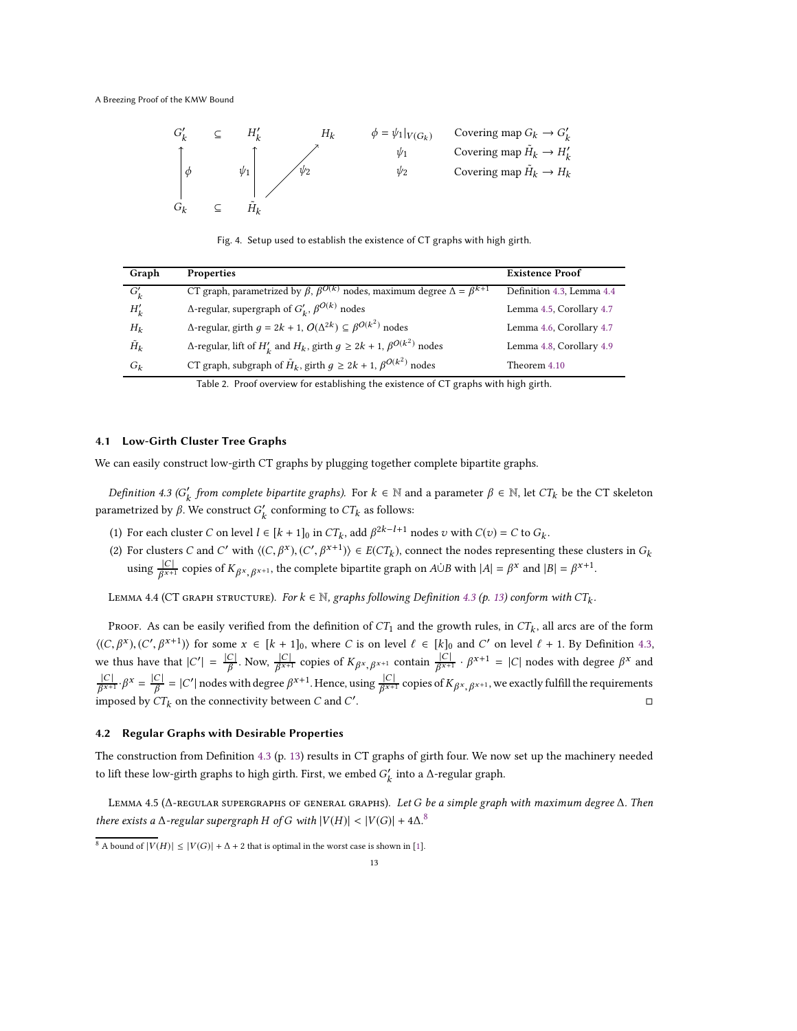| | | | |
|---|---|---|---|
| $G'_k$ | $\subseteq$ | $H'_k$ | $H_k$ |
| $\uparrow \phi$ | | $\uparrow \psi_1$ | $\nearrow \psi_2$ |
| $G_k$ | $\subseteq$ | $\tilde{H}_k$ | |

| Map | Description |
|---|---|
| $\phi = \psi_1\vert_{V(G_k)}$ | Covering map $G_k \to G'_k$ |
| $\psi_1$ | Covering map $\tilde{H}_k \to H'_k$ |
| $\psi_2$ | Covering map $\tilde{H}_k \to H_k$ |

Fig. 4. Setup used to establish the existence of CT graphs with high girth.

| Graph | Properties | Existence Proof |
|---|---|---|
| $G'_k$ | CT graph, parametrized by $\beta$, $\beta^{O(k)}$ nodes, maximum degree $\Delta = \beta^{k+1}$ | Definition 4.3, Lemma 4.4 |
| $H'_k$ | $\Delta$-regular, supergraph of $G'_k$, $\beta^{O(k)}$ nodes | Lemma 4.5, Corollary 4.7 |
| $H_k$ | $\Delta$-regular, girth $g = 2k + 1$, $O(\Delta^{2k}) \subseteq \beta^{O(k^2)}$ nodes | Lemma 4.6, Corollary 4.7 |
| $\tilde{H}_k$ | $\Delta$-regular, lift of $H'_k$ and $H_k$, girth $g \geq 2k + 1$, $\beta^{O(k^2)}$ nodes | Lemma 4.8, Corollary 4.9 |
| $G_k$ | CT graph, subgraph of $\tilde{H}_k$, girth $g \geq 2k + 1$, $\beta^{O(k^2)}$ nodes | Theorem 4.10 |

Table 2. Proof overview for establishing the existence of CT graphs with high girth.

### 4.1 Low-Girth Cluster Tree Graphs

We can easily construct low-girth CT graphs by plugging together complete bipartite graphs.

*Definition 4.3 ($G'_k$ from complete bipartite graphs).* For $k \in \mathbb{N}$ and a parameter $\beta \in \mathbb{N}$, let $CT_k$ be the CT skeleton parametrized by $\beta$. We construct $G'_k$ conforming to $CT_k$ as follows:

1. For each cluster $C$ on level $l \in [k + 1]_0$ in $CT_k$, add $\beta^{2k-l+1}$ nodes $v$ with $C(v) = C$ to $G_k$.
2. For clusters $C$ and $C'$ with $\langle (C, \beta^x), (C', \beta^{x+1}) \rangle \in E(CT_k)$, connect the nodes representing these clusters in $G_k$ using $\frac{|C|}{\beta^{x+1}}$ copies of $K_{\beta^x, \beta^{x+1}}$, the complete bipartite graph on $A \dot{\cup} B$ with $|A| = \beta^x$ and $|B| = \beta^{x+1}$.

Lemma 4.4 (CT graph structure). *For $k \in \mathbb{N}$, graphs following Definition 4.3 (p. 13) conform with $CT_k$.*

Proof. As can be easily verified from the definition of $CT_1$ and the growth rules, in $CT_k$, all arcs are of the form $\langle (C, \beta^x), (C', \beta^{x+1}) \rangle$ for some $x \in [k + 1]_0$, where $C$ is on level $\ell \in [k]_0$ and $C'$ on level $\ell + 1$. By Definition 4.3, we thus have that $|C'| = \frac{|C|}{\beta}$. Now, $\frac{|C|}{\beta^{x+1}}$ copies of $K_{\beta^x, \beta^{x+1}}$ contain $\frac{|C|}{\beta^{x+1}} \cdot \beta^{x+1} = |C|$ nodes with degree $\beta^x$ and $\frac{|C|}{\beta^{x+1}} \cdot \beta^x = \frac{|C|}{\beta} = |C'|$ nodes with degree $\beta^{x+1}$. Hence, using $\frac{|C|}{\beta^{x+1}}$ copies of $K_{\beta^x, \beta^{x+1}}$, we exactly fulfill the requirements imposed by $CT_k$ on the connectivity between $C$ and $C'$. □

### 4.2 Regular Graphs with Desirable Properties

The construction from Definition 4.3 (p. 13) results in CT graphs of girth four. We now set up the machinery needed to lift these low-girth graphs to high girth. First, we embed $G'_k$ into a $\Delta$-regular graph.

Lemma 4.5 ($\Delta$-regular supergraphs of general graphs). *Let $G$ be a simple graph with maximum degree $\Delta$. Then there exists a $\Delta$-regular supergraph $H$ of $G$ with $|V(H)| < |V(G)| + 4\Delta$.*[8]

[8] A bound of $|V(H)| \leq |V(G)| + \Delta + 2$ that is optimal in the worst case is shown in [1].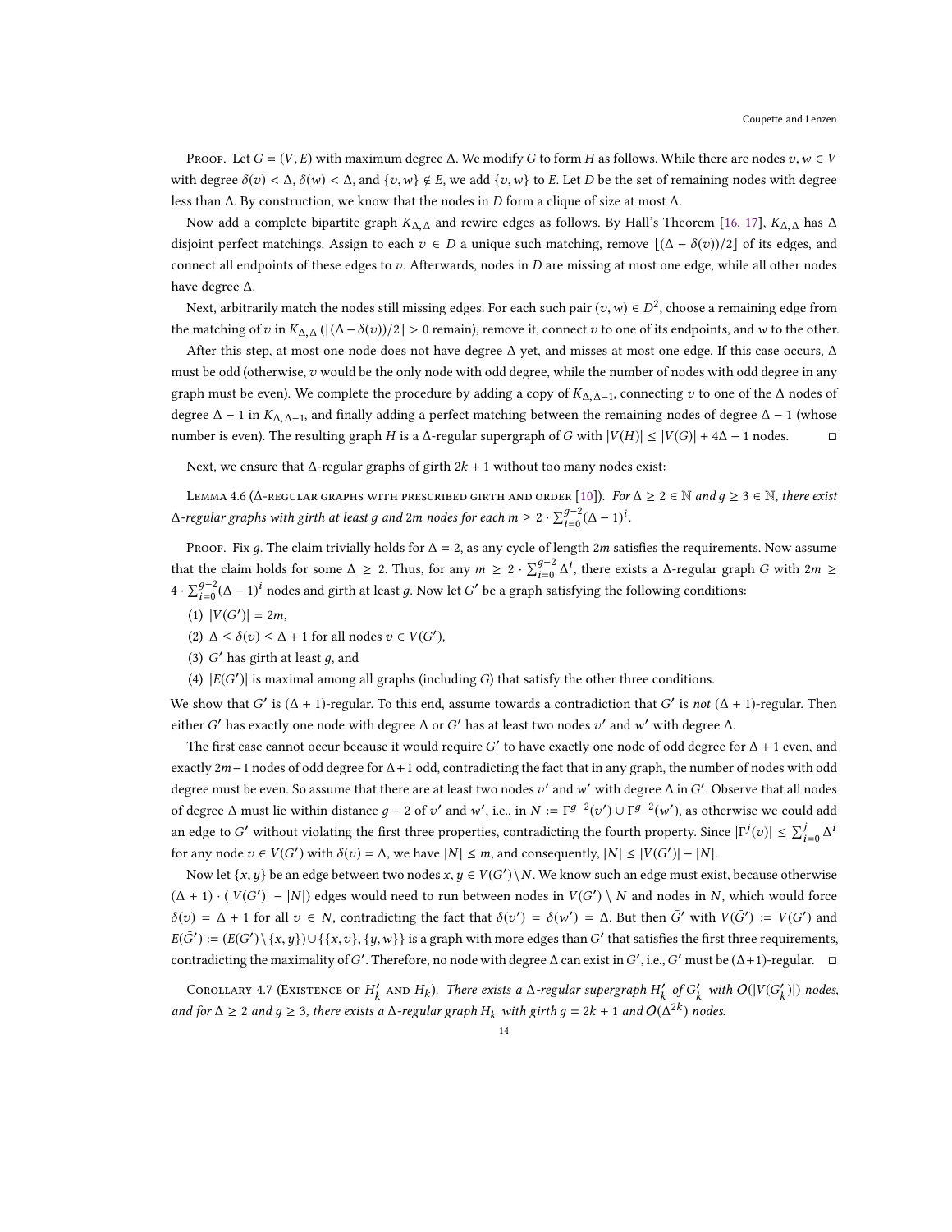Proof. Let $G = (V, E)$ with maximum degree $\Delta$. We modify $G$ to form $H$ as follows. While there are nodes $v, w \in V$ with degree $\delta(v) < \Delta$, $\delta(w) < \Delta$, and $\{v, w\} \notin E$, we add $\{v, w\}$ to $E$. Let $D$ be the set of remaining nodes with degree less than $\Delta$. By construction, we know that the nodes in $D$ form a clique of size at most $\Delta$.

Now add a complete bipartite graph $K_{\Delta,\Delta}$ and rewire edges as follows. By Hall's Theorem [16, 17], $K_{\Delta,\Delta}$ has $\Delta$ disjoint perfect matchings. Assign to each $v \in D$ a unique such matching, remove $\lfloor(\Delta - \delta(v))/2\rfloor$ of its edges, and connect all endpoints of these edges to $v$. Afterwards, nodes in $D$ are missing at most one edge, while all other nodes have degree $\Delta$.

Next, arbitrarily match the nodes still missing edges. For each such pair $(v, w) \in D^2$, choose a remaining edge from the matching of $v$ in $K_{\Delta,\Delta}$ ($\lceil(\Delta - \delta(v))/2\rceil > 0$ remain), remove it, connect $v$ to one of its endpoints, and $w$ to the other.

After this step, at most one node does not have degree $\Delta$ yet, and misses at most one edge. If this case occurs, $\Delta$ must be odd (otherwise, $v$ would be the only node with odd degree, while the number of nodes with odd degree in any graph must be even). We complete the procedure by adding a copy of $K_{\Delta,\Delta-1}$, connecting $v$ to one of the $\Delta$ nodes of degree $\Delta - 1$ in $K_{\Delta,\Delta-1}$, and finally adding a perfect matching between the remaining nodes of degree $\Delta - 1$ (whose number is even). The resulting graph $H$ is a $\Delta$-regular supergraph of $G$ with $|V(H)| \leq |V(G)| + 4\Delta - 1$ nodes. □

Next, we ensure that $\Delta$-regular graphs of girth $2k + 1$ without too many nodes exist:

Lemma 4.6 ($\Delta$-regular graphs with prescribed girth and order [10]). *For $\Delta \geq 2 \in \mathbb{N}$ and $g \geq 3 \in \mathbb{N}$, there exist $\Delta$-regular graphs with girth at least $g$ and $2m$ nodes for each $m \geq 2 \cdot \sum_{i=0}^{g-2}(\Delta - 1)^i$.*

Proof. Fix $g$. The claim trivially holds for $\Delta = 2$, as any cycle of length $2m$ satisfies the requirements. Now assume that the claim holds for some $\Delta \geq 2$. Thus, for any $m \geq 2 \cdot \sum_{i=0}^{g-2} \Delta^i$, there exists a $\Delta$-regular graph $G$ with $2m \geq 4 \cdot \sum_{i=0}^{g-2}(\Delta - 1)^i$ nodes and girth at least $g$. Now let $G'$ be a graph satisfying the following conditions:

(1) $|V(G')| = 2m$,
(2) $\Delta \leq \delta(v) \leq \Delta + 1$ for all nodes $v \in V(G')$,
(3) $G'$ has girth at least $g$, and
(4) $|E(G')|$ is maximal among all graphs (including $G$) that satisfy the other three conditions.

We show that $G'$ is $(\Delta + 1)$-regular. To this end, assume towards a contradiction that $G'$ is *not* $(\Delta + 1)$-regular. Then either $G'$ has exactly one node with degree $\Delta$ or $G'$ has at least two nodes $v'$ and $w'$ with degree $\Delta$.

The first case cannot occur because it would require $G'$ to have exactly one node of odd degree for $\Delta + 1$ even, and exactly $2m - 1$ nodes of odd degree for $\Delta + 1$ odd, contradicting the fact that in any graph, the number of nodes with odd degree must be even. So assume that there are at least two nodes $v'$ and $w'$ with degree $\Delta$ in $G'$. Observe that all nodes of degree $\Delta$ must lie within distance $g - 2$ of $v'$ and $w'$, i.e., in $N := \Gamma^{g-2}(v') \cup \Gamma^{g-2}(w')$, as otherwise we could add an edge to $G'$ without violating the first three properties, contradicting the fourth property. Since $|\Gamma^j(v)| \leq \sum_{i=0}^{j} \Delta^i$ for any node $v \in V(G')$ with $\delta(v) = \Delta$, we have $|N| \leq m$, and consequently, $|N| \leq |V(G')| - |N|$.

Now let $\{x, y\}$ be an edge between two nodes $x, y \in V(G') \setminus N$. We know such an edge must exist, because otherwise $(\Delta + 1) \cdot (|V(G')| - |N|)$ edges would need to run between nodes in $V(G') \setminus N$ and nodes in $N$, which would force $\delta(v) = \Delta + 1$ for all $v \in N$, contradicting the fact that $\delta(v') = \delta(w') = \Delta$. But then $\bar{G}'$ with $V(\bar{G}') := V(G')$ and $E(\bar{G}') := (E(G') \setminus \{x, y\}) \cup \{\{x, v\}, \{y, w\}\}$ is a graph with more edges than $G'$ that satisfies the first three requirements, contradicting the maximality of $G'$. Therefore, no node with degree $\Delta$ can exist in $G'$, i.e., $G'$ must be $(\Delta+1)$-regular. □

Corollary 4.7 (Existence of $H_k'$ and $H_k$). *There exists a $\Delta$-regular supergraph $H_k'$ of $G_k'$ with $O(|V(G_k')|)$ nodes, and for $\Delta \geq 2$ and $g \geq 3$, there exists a $\Delta$-regular graph $H_k$ with girth $g = 2k + 1$ and $O(\Delta^{2k})$ nodes.*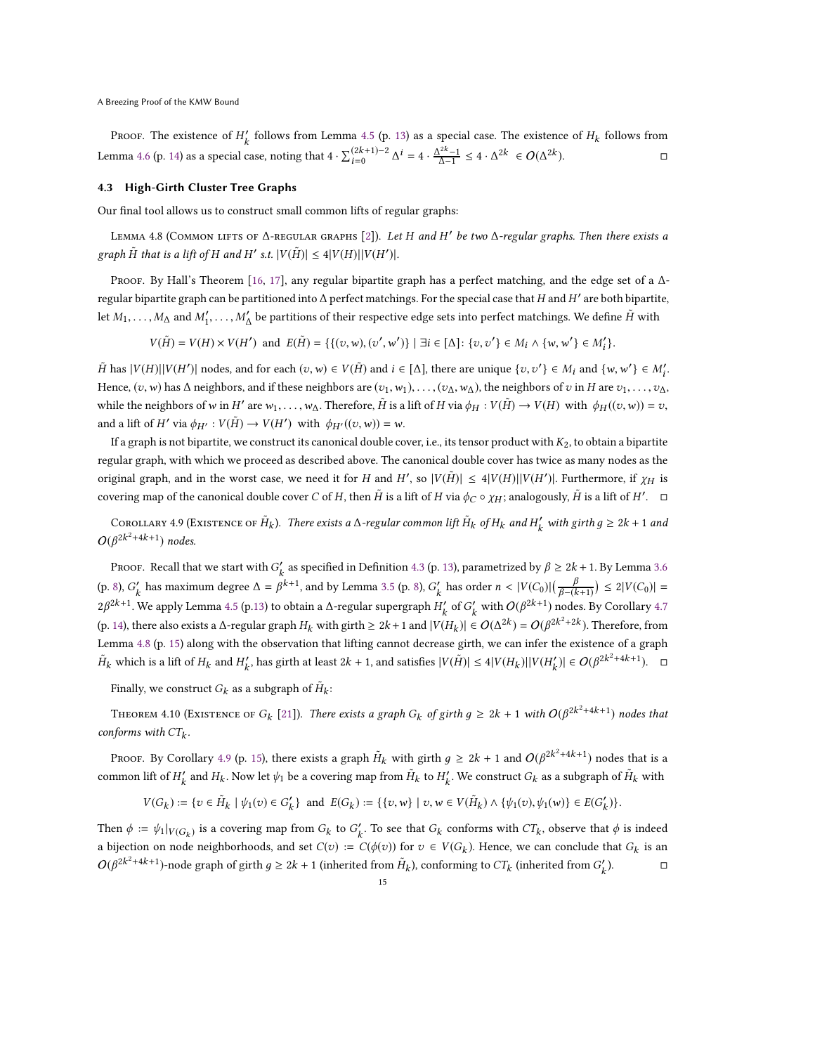Proof. The existence of $H'_k$ follows from Lemma 4.5 (p. 13) as a special case. The existence of $H_k$ follows from Lemma 4.6 (p. 14) as a special case, noting that $4 \cdot \sum_{i=0}^{(2k+1)-2} \Delta^i = 4 \cdot \frac{\Delta^{2k}-1}{\Delta-1} \leq 4 \cdot \Delta^{2k} \in O(\Delta^{2k})$. □

### 4.3 High-Girth Cluster Tree Graphs

Our final tool allows us to construct small common lifts of regular graphs:

Lemma 4.8 (Common lifts of $\Delta$-regular graphs [2]). *Let $H$ and $H'$ be two $\Delta$-regular graphs. Then there exists a graph $\tilde{H}$ that is a lift of $H$ and $H'$ s.t. $|V(\tilde{H})| \leq 4|V(H)||V(H')|$.*

Proof. By Hall's Theorem [16, 17], any regular bipartite graph has a perfect matching, and the edge set of a $\Delta$-regular bipartite graph can be partitioned into $\Delta$ perfect matchings. For the special case that $H$ and $H'$ are both bipartite, let $M_1, \ldots, M_\Delta$ and $M'_1, \ldots, M'_\Delta$ be partitions of their respective edge sets into perfect matchings. We define $\tilde{H}$ with

$$V(\tilde{H}) = V(H) \times V(H') \text{ and } E(\tilde{H}) = \{\{(v,w),(v',w')\} \mid \exists i \in [\Delta] \colon \{v,v'\} \in M_i \wedge \{w,w'\} \in M'_i\}.$$

$\tilde{H}$ has $|V(H)||V(H')|$ nodes, and for each $(v,w) \in V(\tilde{H})$ and $i \in [\Delta]$, there are unique $\{v,v'\} \in M_i$ and $\{w,w'\} \in M'_i$. Hence, $(v,w)$ has $\Delta$ neighbors, and if these neighbors are $(v_1,w_1), \ldots, (v_\Delta, w_\Delta)$, the neighbors of $v$ in $H$ are $v_1, \ldots, v_\Delta$, while the neighbors of $w$ in $H'$ are $w_1, \ldots, w_\Delta$. Therefore, $\tilde{H}$ is a lift of $H$ via $\phi_H : V(\tilde{H}) \to V(H)$ with $\phi_H((v,w)) = v$, and a lift of $H'$ via $\phi_{H'} : V(\tilde{H}) \to V(H')$ with $\phi_{H'}((v,w)) = w$.

If a graph is not bipartite, we construct its canonical double cover, i.e., its tensor product with $K_2$, to obtain a bipartite regular graph, with which we proceed as described above. The canonical double cover has twice as many nodes as the original graph, and in the worst case, we need it for $H$ and $H'$, so $|V(\tilde{H})| \leq 4|V(H)||V(H')|$. Furthermore, if $\chi_H$ is covering map of the canonical double cover $C$ of $H$, then $\tilde{H}$ is a lift of $H$ via $\phi_C \circ \chi_H$; analogously, $\tilde{H}$ is a lift of $H'$. □

Corollary 4.9 (Existence of $\tilde{H}_k$). *There exists a $\Delta$-regular common lift $\tilde{H}_k$ of $H_k$ and $H'_k$ with girth $g \geq 2k+1$ and $O(\beta^{2k^2+4k+1})$ nodes.*

Proof. Recall that we start with $G'_k$ as specified in Definition 4.3 (p. 13), parametrized by $\beta \geq 2k+1$. By Lemma 3.6 (p. 8), $G'_k$ has maximum degree $\Delta = \beta^{k+1}$, and by Lemma 3.5 (p. 8), $G'_k$ has order $n < |V(C_0)|\left(\frac{\beta}{\beta-(k+1)}\right) \leq 2|V(C_0)| = 2\beta^{2k+1}$. We apply Lemma 4.5 (p.13) to obtain a $\Delta$-regular supergraph $H'_k$ of $G'_k$ with $O(\beta^{2k+1})$ nodes. By Corollary 4.7 (p. 14), there also exists a $\Delta$-regular graph $H_k$ with girth $\geq 2k+1$ and $|V(H_k)| \in O(\Delta^{2k}) = O(\beta^{2k^2+2k})$. Therefore, from Lemma 4.8 (p. 15) along with the observation that lifting cannot decrease girth, we can infer the existence of a graph $\tilde{H}_k$ which is a lift of $H_k$ and $H'_k$, has girth at least $2k+1$, and satisfies $|V(\tilde{H})| \leq 4|V(H_k)||V(H'_k)| \in O(\beta^{2k^2+4k+1})$. □

Finally, we construct $G_k$ as a subgraph of $\tilde{H}_k$:

Theorem 4.10 (Existence of $G_k$ [21]). *There exists a graph $G_k$ of girth $g \geq 2k+1$ with $O(\beta^{2k^2+4k+1})$ nodes that conforms with $CT_k$.*

Proof. By Corollary 4.9 (p. 15), there exists a graph $\tilde{H}_k$ with girth $g \geq 2k+1$ and $O(\beta^{2k^2+4k+1})$ nodes that is a common lift of $H'_k$ and $H_k$. Now let $\psi_1$ be a covering map from $\tilde{H}_k$ to $H'_k$. We construct $G_k$ as a subgraph of $\tilde{H}_k$ with

$$V(G_k) := \{v \in \tilde{H}_k \mid \psi_1(v) \in G'_k\} \text{ and } E(G_k) := \{\{v,w\} \mid v,w \in V(\tilde{H}_k) \wedge \{\psi_1(v), \psi_1(w)\} \in E(G'_k)\}.$$

Then $\phi := \psi_1|_{V(G_k)}$ is a covering map from $G_k$ to $G'_k$. To see that $G_k$ conforms with $CT_k$, observe that $\phi$ is indeed a bijection on node neighborhoods, and set $C(v) := C(\phi(v))$ for $v \in V(G_k)$. Hence, we can conclude that $G_k$ is an $O(\beta^{2k^2+4k+1})$-node graph of girth $g \geq 2k+1$ (inherited from $\tilde{H}_k$), conforming to $CT_k$ (inherited from $G'_k$). □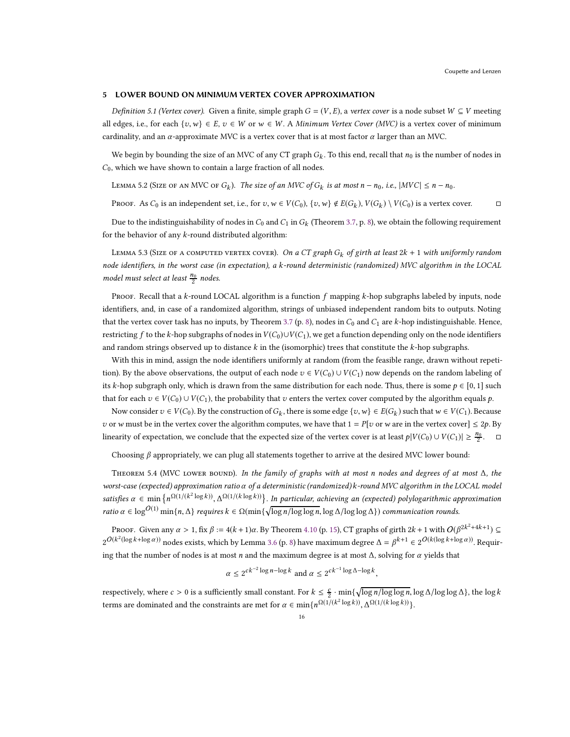## 5 LOWER BOUND ON MINIMUM VERTEX COVER APPROXIMATION

*Definition 5.1 (Vertex cover).* Given a finite, simple graph $G = (V, E)$, a *vertex cover* is a node subset $W \subseteq V$ meeting all edges, i.e., for each $\{v, w\} \in E$, $v \in W$ or $w \in W$. A *Minimum Vertex Cover (MVC)* is a vertex cover of minimum cardinality, and an $\alpha$-approximate MVC is a vertex cover that is at most factor $\alpha$ larger than an MVC.

We begin by bounding the size of an MVC of any CT graph $G_k$. To this end, recall that $n_0$ is the number of nodes in $C_0$, which we have shown to contain a large fraction of all nodes.

Lemma 5.2 (Size of an MVC of $G_k$). *The size of an MVC of $G_k$ is at most $n - n_0$, i.e., $|MVC| \leq n - n_0$.*

Proof. As $C_0$ is an independent set, i.e., for $v, w \in V(C_0)$, $\{v, w\} \notin E(G_k)$, $V(G_k) \setminus V(C_0)$ is a vertex cover. □

Due to the indistinguishability of nodes in $C_0$ and $C_1$ in $G_k$ (Theorem 3.7, p. 8), we obtain the following requirement for the behavior of any $k$-round distributed algorithm:

Lemma 5.3 (Size of a computed vertex cover). *On a CT graph $G_k$ of girth at least $2k + 1$ with uniformly random node identifiers, in the worst case (in expectation), a $k$-round deterministic (randomized) MVC algorithm in the LOCAL model must select at least $\frac{n_0}{2}$ nodes.*

Proof. Recall that a $k$-round LOCAL algorithm is a function $f$ mapping $k$-hop subgraphs labeled by inputs, node identifiers, and, in case of a randomized algorithm, strings of unbiased independent random bits to outputs. Noting that the vertex cover task has no inputs, by Theorem 3.7 (p. 8), nodes in $C_0$ and $C_1$ are $k$-hop indistinguishable. Hence, restricting $f$ to the $k$-hop subgraphs of nodes in $V(C_0) \cup V(C_1)$, we get a function depending only on the node identifiers and random strings observed up to distance $k$ in the (isomorphic) trees that constitute the $k$-hop subgraphs.

With this in mind, assign the node identifiers uniformly at random (from the feasible range, drawn without repetition). By the above observations, the output of each node $v \in V(C_0) \cup V(C_1)$ now depends on the random labeling of its $k$-hop subgraph only, which is drawn from the same distribution for each node. Thus, there is some $p \in [0, 1]$ such that for each $v \in V(C_0) \cup V(C_1)$, the probability that $v$ enters the vertex cover computed by the algorithm equals $p$.

Now consider $v \in V(C_0)$. By the construction of $G_k$, there is some edge $\{v, w\} \in E(G_k)$ such that $w \in V(C_1)$. Because $v$ or $w$ must be in the vertex cover the algorithm computes, we have that $1 = P[v \text{ or } w \text{ are in the vertex cover}] \leq 2p$. By linearity of expectation, we conclude that the expected size of the vertex cover is at least $p|V(C_0) \cup V(C_1)| \geq \frac{n_0}{2}$. □

Choosing $\beta$ appropriately, we can plug all statements together to arrive at the desired MVC lower bound:

Theorem 5.4 (MVC lower bound). *In the family of graphs with at most $n$ nodes and degrees of at most $\Delta$, the worst-case (expected) approximation ratio $\alpha$ of a deterministic (randomized) $k$-round MVC algorithm in the LOCAL model satisfies $\alpha \in \min\{n^{\Omega(1/(k^2 \log k))}, \Delta^{\Omega(1/(k \log k))}\}$. In particular, achieving an (expected) polylogarithmic approximation ratio $\alpha \in \log^{O(1)} \min\{n, \Delta\}$ requires $k \in \Omega(\min\{\sqrt{\log n / \log \log n}, \log \Delta / \log \log \Delta\})$ communication rounds.*

Proof. Given any $\alpha > 1$, fix $\beta := 4(k+1)\alpha$. By Theorem 4.10 (p. 15), CT graphs of girth $2k+1$ with $O(\beta^{2k^2+4k+1}) \subseteq 2^{O(k^2(\log k + \log \alpha))}$ nodes exists, which by Lemma 3.6 (p. 8) have maximum degree $\Delta = \beta^{k+1} \in 2^{O(k(\log k + \log \alpha))}$. Requiring that the number of nodes is at most $n$ and the maximum degree is at most $\Delta$, solving for $\alpha$ yields that

$$\alpha \leq 2^{ck^{-2} \log n - \log k} \text{ and } \alpha \leq 2^{ck^{-1} \log \Delta - \log k},$$

respectively, where $c > 0$ is a sufficiently small constant. For $k \leq \frac{c}{2} \cdot \min\{\sqrt{\log n / \log \log n}, \log \Delta / \log \log \Delta\}$, the $\log k$ terms are dominated and the constraints are met for $\alpha \in \min\{n^{\Omega(1/(k^2 \log k))}, \Delta^{\Omega(1/(k \log k))}\}$.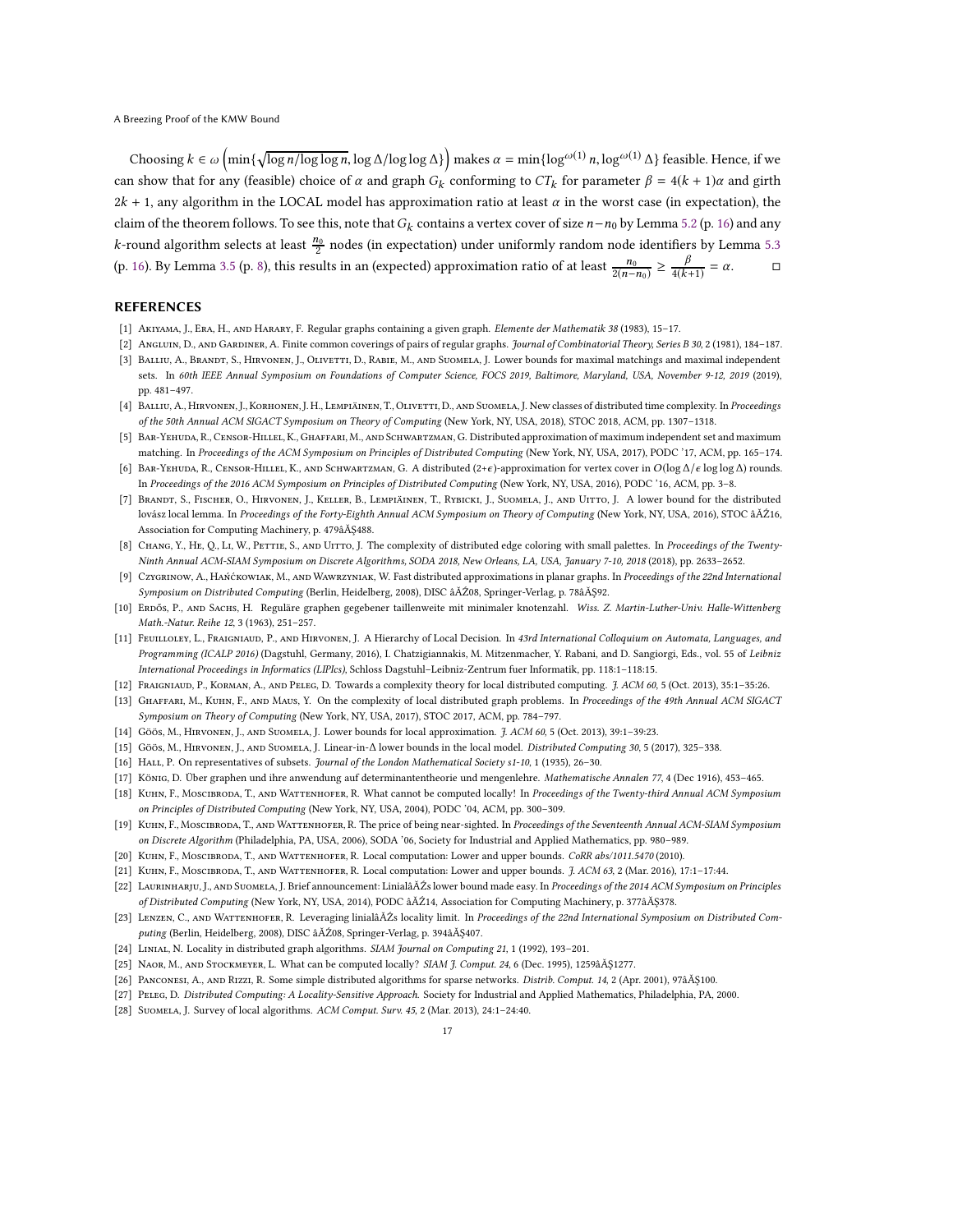Choosing $k \in \omega\left(\min\{\sqrt{\log n/\log\log n}, \log\Delta/\log\log\Delta\}\right)$ makes $\alpha = \min\{\log^{\omega(1)} n, \log^{\omega(1)}\Delta\}$ feasible. Hence, if we can show that for any (feasible) choice of $\alpha$ and graph $G_k$ conforming to $CT_k$ for parameter $\beta = 4(k+1)\alpha$ and girth $2k+1$, any algorithm in the LOCAL model has approximation ratio at least $\alpha$ in the worst case (in expectation), the claim of the theorem follows. To see this, note that $G_k$ contains a vertex cover of size $n - n_0$ by Lemma 5.2 (p. 16) and any $k$-round algorithm selects at least $\frac{n_0}{2}$ nodes (in expectation) under uniformly random node identifiers by Lemma 5.3 (p. 16). By Lemma 3.5 (p. 8), this results in an (expected) approximation ratio of at least $\frac{n_0}{2(n-n_0)} \geq \frac{\beta}{4(k+1)} = \alpha$. ◻

## REFERENCES

[1] Akiyama, J., Era, H., and Harary, F. Regular graphs containing a given graph. *Elemente der Mathematik 38* (1983), 15–17.

[2] Angluin, D., and Gardiner, A. Finite common coverings of pairs of regular graphs. *Journal of Combinatorial Theory, Series B 30*, 2 (1981), 184–187.

[3] Balliu, A., Brandt, S., Hirvonen, J., Olivetti, D., Rabie, M., and Suomela, J. Lower bounds for maximal matchings and maximal independent sets. In *60th IEEE Annual Symposium on Foundations of Computer Science, FOCS 2019, Baltimore, Maryland, USA, November 9-12, 2019* (2019), pp. 481–497.

[4] Balliu, A., Hirvonen, J., Korhonen, J. H., Lempiäinen, T., Olivetti, D., and Suomela, J. New classes of distributed time complexity. In *Proceedings of the 50th Annual ACM SIGACT Symposium on Theory of Computing* (New York, NY, USA, 2018), STOC 2018, ACM, pp. 1307–1318.

[5] Bar-Yehuda, R., Censor-Hillel, K., Ghaffari, M., and Schwartzman, G. Distributed approximation of maximum independent set and maximum matching. In *Proceedings of the ACM Symposium on Principles of Distributed Computing* (New York, NY, USA, 2017), PODC '17, ACM, pp. 165–174.

[6] Bar-Yehuda, R., Censor-Hillel, K., and Schwartzman, G. A distributed $(2+\epsilon)$-approximation for vertex cover in $O(\log\Delta/\epsilon\log\log\Delta)$ rounds. In *Proceedings of the 2016 ACM Symposium on Principles of Distributed Computing* (New York, NY, USA, 2016), PODC '16, ACM, pp. 3–8.

[7] Brandt, S., Fischer, O., Hirvonen, J., Keller, B., Lempiäinen, T., Rybicki, J., Suomela, J., and Uitto, J. A lower bound for the distributed lovász local lemma. In *Proceedings of the Forty-Eighth Annual ACM Symposium on Theory of Computing* (New York, NY, USA, 2016), STOC âĂŹ16, Association for Computing Machinery, p. 479âĂŞ488.

[8] Chang, Y., He, Q., Li, W., Pettie, S., and Uitto, J. The complexity of distributed edge coloring with small palettes. In *Proceedings of the Twenty-Ninth Annual ACM-SIAM Symposium on Discrete Algorithms, SODA 2018, New Orleans, LA, USA, January 7-10, 2018* (2018), pp. 2633–2652.

[9] Czygrinow, A., Hańćkowiak, M., and Wawrzyniak, W. Fast distributed approximations in planar graphs. In *Proceedings of the 22nd International Symposium on Distributed Computing* (Berlin, Heidelberg, 2008), DISC âĂŹ08, Springer-Verlag, p. 78âĂŞ92.

[10] Erdős, P., and Sachs, H. Reguläre graphen gegebener taillenweite mit minimaler knotenzahl. *Wiss. Z. Martin-Luther-Univ. Halle-Wittenberg Math.-Natur. Reihe 12*, 3 (1963), 251–257.

[11] Feuilloley, L., Fraigniaud, P., and Hirvonen, J. A Hierarchy of Local Decision. In *43rd International Colloquium on Automata, Languages, and Programming (ICALP 2016)* (Dagstuhl, Germany, 2016), I. Chatzigiannakis, M. Mitzenmacher, Y. Rabani, and D. Sangiorgi, Eds., vol. 55 of *Leibniz International Proceedings in Informatics (LIPIcs)*, Schloss Dagstuhl–Leibniz-Zentrum fuer Informatik, pp. 118:1–118:15.

[12] Fraigniaud, P., Korman, A., and Peleg, D. Towards a complexity theory for local distributed computing. *J. ACM 60*, 5 (Oct. 2013), 35:1–35:26.

[13] Ghaffari, M., Kuhn, F., and Maus, Y. On the complexity of local distributed graph problems. In *Proceedings of the 49th Annual ACM SIGACT Symposium on Theory of Computing* (New York, NY, USA, 2017), STOC 2017, ACM, pp. 784–797.

[14] Göös, M., Hirvonen, J., and Suomela, J. Lower bounds for local approximation. *J. ACM 60*, 5 (Oct. 2013), 39:1–39:23.

[15] Göös, M., Hirvonen, J., and Suomela, J. Linear-in-Δ lower bounds in the local model. *Distributed Computing 30*, 5 (2017), 325–338.

[16] Hall, P. On representatives of subsets. *Journal of the London Mathematical Society s1-10*, 1 (1935), 26–30.

[17] König, D. Über graphen und ihre anwendung auf determinantentheorie und mengenlehre. *Mathematische Annalen 77*, 4 (Dec 1916), 453–465.

[18] Kuhn, F., Moscibroda, T., and Wattenhofer, R. What cannot be computed locally! In *Proceedings of the Twenty-third Annual ACM Symposium on Principles of Distributed Computing* (New York, NY, USA, 2004), PODC '04, ACM, pp. 300–309.

[19] Kuhn, F., Moscibroda, T., and Wattenhofer, R. The price of being near-sighted. In *Proceedings of the Seventeenth Annual ACM-SIAM Symposium on Discrete Algorithm* (Philadelphia, PA, USA, 2006), SODA '06, Society for Industrial and Applied Mathematics, pp. 980–989.

[20] Kuhn, F., Moscibroda, T., and Wattenhofer, R. Local computation: Lower and upper bounds. *CoRR abs/1011.5470* (2010).

[21] Kuhn, F., Moscibroda, T., and Wattenhofer, R. Local computation: Lower and upper bounds. *J. ACM 63*, 2 (Mar. 2016), 17:1–17:44.

[22] Laurinharju, J., and Suomela, J. Brief announcement: LinialâĂŹs lower bound made easy. In *Proceedings of the 2014 ACM Symposium on Principles of Distributed Computing* (New York, NY, USA, 2014), PODC âĂŹ14, Association for Computing Machinery, p. 377âĂŞ378.

[23] Lenzen, C., and Wattenhofer, R. Leveraging linialâĂŹs locality limit. In *Proceedings of the 22nd International Symposium on Distributed Computing* (Berlin, Heidelberg, 2008), DISC âĂŹ08, Springer-Verlag, p. 394âĂŞ407.

[24] Linial, N. Locality in distributed graph algorithms. *SIAM Journal on Computing 21*, 1 (1992), 193–201.

[25] Naor, M., and Stockmeyer, L. What can be computed locally? *SIAM J. Comput. 24*, 6 (Dec. 1995), 1259âĂŞ1277.

[26] Panconesi, A., and Rizzi, R. Some simple distributed algorithms for sparse networks. *Distrib. Comput. 14*, 2 (Apr. 2001), 97âĂŞ100.

[27] Peleg, D. *Distributed Computing: A Locality-Sensitive Approach.* Society for Industrial and Applied Mathematics, Philadelphia, PA, 2000.

[28] Suomela, J. Survey of local algorithms. *ACM Comput. Surv. 45*, 2 (Mar. 2013), 24:1–24:40.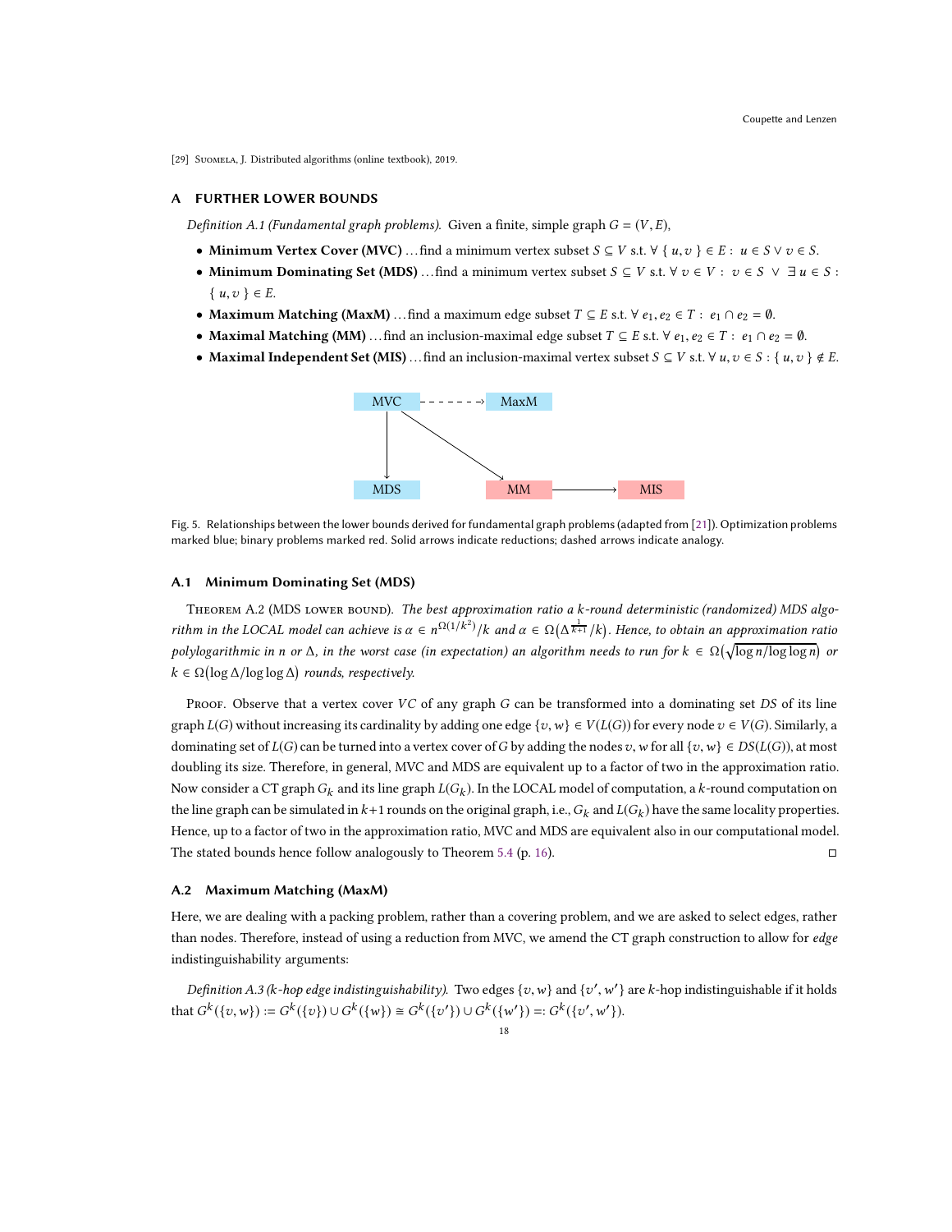[29] Suomela, J. Distributed algorithms (online textbook), 2019.

## A FURTHER LOWER BOUNDS

*Definition A.1 (Fundamental graph problems).* Given a finite, simple graph $G = (V, E)$,

- **Minimum Vertex Cover (MVC)** …find a minimum vertex subset $S \subseteq V$ s.t. $\forall \{ u, v \} \in E : u \in S \vee v \in S$.
- **Minimum Dominating Set (MDS)** …find a minimum vertex subset $S \subseteq V$ s.t. $\forall v \in V : v \in S \vee \exists u \in S : \{ u, v \} \in E$.
- **Maximum Matching (MaxM)** …find a maximum edge subset $T \subseteq E$ s.t. $\forall e_1, e_2 \in T : e_1 \cap e_2 = \emptyset$.
- **Maximal Matching (MM)** …find an inclusion-maximal edge subset $T \subseteq E$ s.t. $\forall e_1, e_2 \in T : e_1 \cap e_2 = \emptyset$.
- **Maximal Independent Set (MIS)** …find an inclusion-maximal vertex subset $S \subseteq V$ s.t. $\forall u, v \in S : \{ u, v \} \notin E$.

Fig. 5. Relationships between the lower bounds derived for fundamental graph problems (adapted from [21]). Optimization problems marked blue; binary problems marked red. Solid arrows indicate reductions; dashed arrows indicate analogy.

### A.1 Minimum Dominating Set (MDS)

Theorem A.2 (MDS lower bound). *The best approximation ratio a $k$-round deterministic (randomized) MDS algorithm in the LOCAL model can achieve is $\alpha \in n^{\Omega(1/k^2)}/k$ and $\alpha \in \Omega(\Delta^{\frac{1}{k+1}}/k)$. Hence, to obtain an approximation ratio polylogarithmic in $n$ or $\Delta$, in the worst case (in expectation) an algorithm needs to run for $k \in \Omega(\sqrt{\log n/\log\log n})$ or $k \in \Omega(\log \Delta/\log\log \Delta)$ rounds, respectively.*

Proof. Observe that a vertex cover $VC$ of any graph $G$ can be transformed into a dominating set $DS$ of its line graph $L(G)$ without increasing its cardinality by adding one edge $\{v, w\} \in V(L(G))$ for every node $v \in V(G)$. Similarly, a dominating set of $L(G)$ can be turned into a vertex cover of $G$ by adding the nodes $v, w$ for all $\{v, w\} \in DS(L(G))$, at most doubling its size. Therefore, in general, MVC and MDS are equivalent up to a factor of two in the approximation ratio. Now consider a CT graph $G_k$ and its line graph $L(G_k)$. In the LOCAL model of computation, a $k$-round computation on the line graph can be simulated in $k+1$ rounds on the original graph, i.e., $G_k$ and $L(G_k)$ have the same locality properties. Hence, up to a factor of two in the approximation ratio, MVC and MDS are equivalent also in our computational model. The stated bounds hence follow analogously to Theorem 5.4 (p. 16). □

### A.2 Maximum Matching (MaxM)

Here, we are dealing with a packing problem, rather than a covering problem, and we are asked to select edges, rather than nodes. Therefore, instead of using a reduction from MVC, we amend the CT graph construction to allow for *edge* indistinguishability arguments:

*Definition A.3 (k-hop edge indistinguishability).* Two edges $\{v, w\}$ and $\{v', w'\}$ are $k$-hop indistinguishable if it holds that $G^k(\{v, w\}) := G^k(\{v\}) \cup G^k(\{w\}) \cong G^k(\{v'\}) \cup G^k(\{w'\}) =: G^k(\{v', w'\})$.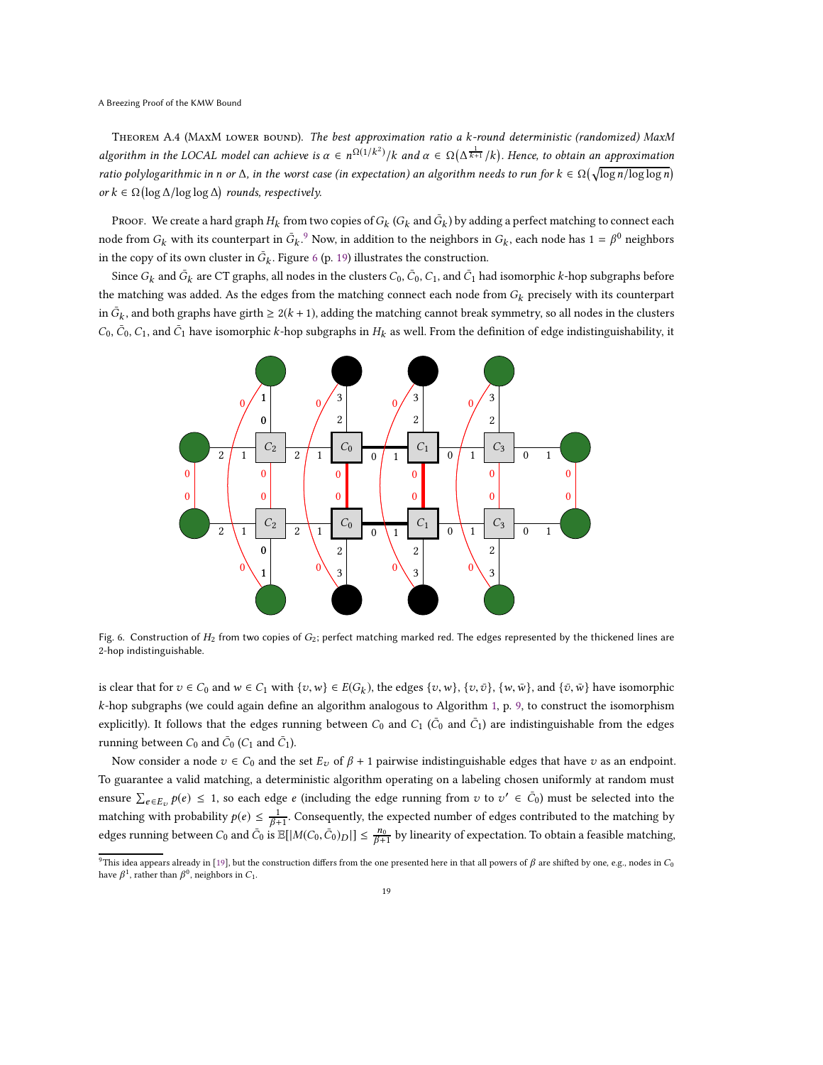**Theorem A.4** (MaxM lower bound). *The best approximation ratio a $k$-round deterministic (randomized) MaxM algorithm in the LOCAL model can achieve is $\alpha \in n^{\Omega(1/k^2)}/k$ and $\alpha \in \Omega(\Delta^{\frac{1}{k+1}}/k)$. Hence, to obtain an approximation ratio polylogarithmic in $n$ or $\Delta$, in the worst case (in expectation) an algorithm needs to run for $k \in \Omega(\sqrt{\log n/\log\log n})$ or $k \in \Omega(\log \Delta/\log\log \Delta)$ rounds, respectively.*

Proof. We create a hard graph $H_k$ from two copies of $G_k$ ($G_k$ and $\bar{G}_k$) by adding a perfect matching to connect each node from $G_k$ with its counterpart in $\bar{G}_k$.[9] Now, in addition to the neighbors in $G_k$, each node has $1 = \beta^0$ neighbors in the copy of its own cluster in $\bar{G}_k$. Figure 6 (p. 19) illustrates the construction.

Since $G_k$ and $\bar{G}_k$ are CT graphs, all nodes in the clusters $C_0$, $\bar{C}_0$, $C_1$, and $\bar{C}_1$ had isomorphic $k$-hop subgraphs before the matching was added. As the edges from the matching connect each node from $G_k$ precisely with its counterpart in $\bar{G}_k$, and both graphs have girth $\geq 2(k+1)$, adding the matching cannot break symmetry, so all nodes in the clusters $C_0$, $\bar{C}_0$, $C_1$, and $\bar{C}_1$ have isomorphic $k$-hop subgraphs in $H_k$ as well. From the definition of edge indistinguishability, it is clear that for $v \in C_0$ and $w \in C_1$ with $\{v, w\} \in E(G_k)$, the edges $\{v, w\}$, $\{v, \bar{v}\}$, $\{w, \bar{w}\}$, and $\{\bar{v}, \bar{w}\}$ have isomorphic $k$-hop subgraphs (we could again define an algorithm analogous to Algorithm 1, p. 9, to construct the isomorphism explicitly). It follows that the edges running between $C_0$ and $C_1$ ($\bar{C}_0$ and $\bar{C}_1$) are indistinguishable from the edges running between $C_0$ and $\bar{C}_0$ ($C_1$ and $\bar{C}_1$).

Fig. 6. Construction of $H_2$ from two copies of $G_2$; perfect matching marked red. The edges represented by the thickened lines are 2-hop indistinguishable.

Now consider a node $v \in C_0$ and the set $E_v$ of $\beta + 1$ pairwise indistinguishable edges that have $v$ as an endpoint. To guarantee a valid matching, a deterministic algorithm operating on a labeling chosen uniformly at random must ensure $\sum_{e \in E_v} p(e) \leq 1$, so each edge $e$ (including the edge running from $v$ to $v' \in \bar{C}_0$) must be selected into the matching with probability $p(e) \leq \frac{1}{\beta+1}$. Consequently, the expected number of edges contributed to the matching by edges running between $C_0$ and $\bar{C}_0$ is $\mathbb{E}[|M(C_0, \bar{C}_0)_D|] \leq \frac{n_0}{\beta+1}$ by linearity of expectation. To obtain a feasible matching,

[9] This idea appears already in [19], but the construction differs from the one presented here in that all powers of $\beta$ are shifted by one, e.g., nodes in $C_0$ have $\beta^1$, rather than $\beta^0$, neighbors in $C_1$.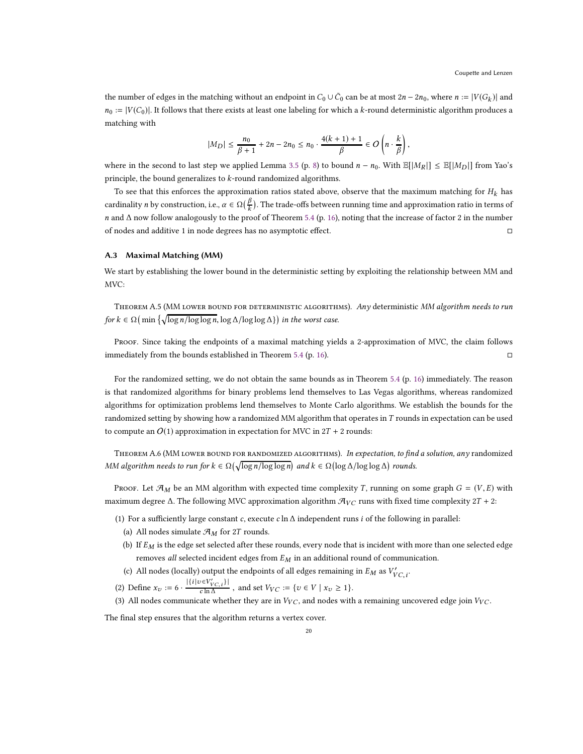the number of edges in the matching without an endpoint in $C_0 \cup \bar{C}_0$ can be at most $2n - 2n_0$, where $n := |V(G_k)|$ and $n_0 := |V(C_0)|$. It follows that there exists at least one labeling for which a $k$-round deterministic algorithm produces a matching with

$$|M_D| \leq \frac{n_0}{\beta + 1} + 2n - 2n_0 \leq n_0 \cdot \frac{4(k+1)+1}{\beta} \in O\left(n \cdot \frac{k}{\beta}\right),$$

where in the second to last step we applied Lemma 3.5 (p. 8) to bound $n - n_0$. With $\mathbb{E}[|M_R|] \leq \mathbb{E}[|M_D|]$ from Yao's principle, the bound generalizes to $k$-round randomized algorithms.

To see that this enforces the approximation ratios stated above, observe that the maximum matching for $H_k$ has cardinality $n$ by construction, i.e., $\alpha \in \Omega(\frac{\beta}{k})$. The trade-offs between running time and approximation ratio in terms of $n$ and $\Delta$ now follow analogously to the proof of Theorem 5.4 (p. 16), noting that the increase of factor 2 in the number of nodes and additive 1 in node degrees has no asymptotic effect. □

### A.3 Maximal Matching (MM)

We start by establishing the lower bound in the deterministic setting by exploiting the relationship between MM and MVC:

Theorem A.5 (MM lower bound for deterministic algorithms). *Any deterministic MM algorithm needs to run for $k \in \Omega\big(\min\{\sqrt{\log n/\log\log n}, \log\Delta/\log\log\Delta\}\big)$ in the worst case.*

Proof. Since taking the endpoints of a maximal matching yields a 2-approximation of MVC, the claim follows immediately from the bounds established in Theorem 5.4 (p. 16). □

For the randomized setting, we do not obtain the same bounds as in Theorem 5.4 (p. 16) immediately. The reason is that randomized algorithms for binary problems lend themselves to Las Vegas algorithms, whereas randomized algorithms for optimization problems lend themselves to Monte Carlo algorithms. We establish the bounds for the randomized setting by showing how a randomized MM algorithm that operates in $T$ rounds in expectation can be used to compute an $O(1)$ approximation in expectation for MVC in $2T + 2$ rounds:

Theorem A.6 (MM lower bound for randomized algorithms). *In expectation, to find a solution, any randomized MM algorithm needs to run for $k \in \Omega\big(\sqrt{\log n/\log\log n}\big)$ and $k \in \Omega\big(\log\Delta/\log\log\Delta\big)$ rounds.*

Proof. Let $\mathcal{A}_M$ be an MM algorithm with expected time complexity $T$, running on some graph $G = (V, E)$ with maximum degree $\Delta$. The following MVC approximation algorithm $\mathcal{A}_{VC}$ runs with fixed time complexity $2T + 2$:

1. For a sufficiently large constant $c$, execute $c \ln \Delta$ independent runs $i$ of the following in parallel:
   (a) All nodes simulate $\mathcal{A}_M$ for $2T$ rounds.
   (b) If $E_M$ is the edge set selected after these rounds, every node that is incident with more than one selected edge removes *all* selected incident edges from $E_M$ in an additional round of communication.
   (c) All nodes (locally) output the endpoints of all edges remaining in $E_M$ as $V'_{VC,i}$.
2. Define $x_v := 6 \cdot \frac{|\{i \mid v \in V'_{VC,i}\}|}{c \ln \Delta}$, and set $V_{VC} := \{v \in V \mid x_v \geq 1\}$.
3. All nodes communicate whether they are in $V_{VC}$, and nodes with a remaining uncovered edge join $V_{VC}$.

The final step ensures that the algorithm returns a vertex cover.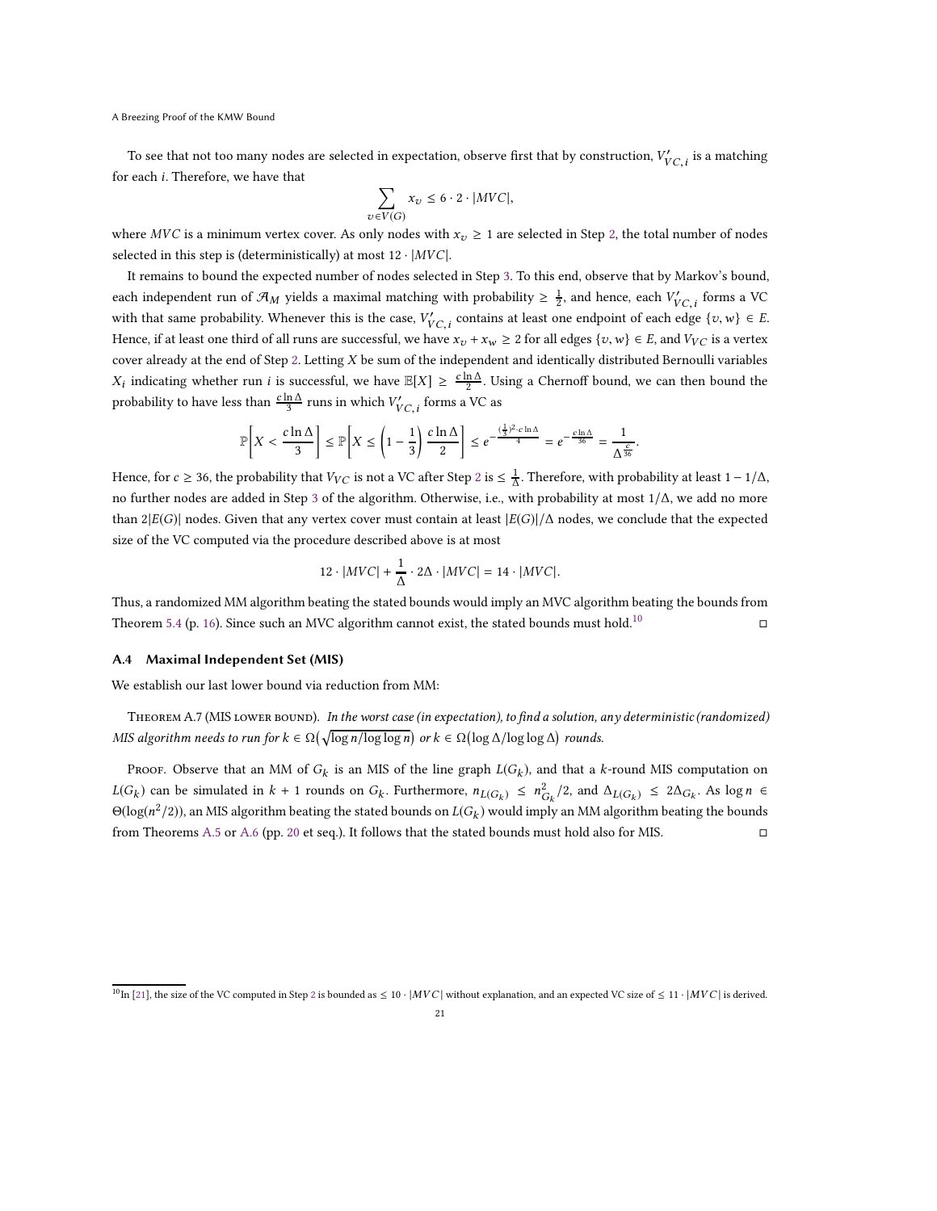To see that not too many nodes are selected in expectation, observe first that by construction, $V'_{VC,i}$ is a matching for each $i$. Therefore, we have that

$$\sum_{v \in V(G)} x_v \leq 6 \cdot 2 \cdot |MVC|,$$

where $MVC$ is a minimum vertex cover. As only nodes with $x_v \geq 1$ are selected in Step 2, the total number of nodes selected in this step is (deterministically) at most $12 \cdot |MVC|$.

It remains to bound the expected number of nodes selected in Step 3. To this end, observe that by Markov's bound, each independent run of $\mathcal{A}_M$ yields a maximal matching with probability $\geq \frac{1}{2}$, and hence, each $V'_{VC,i}$ forms a VC with that same probability. Whenever this is the case, $V'_{VC,i}$ contains at least one endpoint of each edge $\{v, w\} \in E$. Hence, if at least one third of all runs are successful, we have $x_v + x_w \geq 2$ for all edges $\{v, w\} \in E$, and $V_{VC}$ is a vertex cover already at the end of Step 2. Letting $X$ be sum of the independent and identically distributed Bernoulli variables $X_i$ indicating whether run $i$ is successful, we have $\mathbb{E}[X] \geq \frac{c \ln \Delta}{2}$. Using a Chernoff bound, we can then bound the probability to have less than $\frac{c \ln \Delta}{3}$ runs in which $V'_{VC,i}$ forms a VC as

$$\mathbb{P}\left[X < \frac{c \ln \Delta}{3}\right] \leq \mathbb{P}\left[X \leq \left(1 - \frac{1}{3}\right) \frac{c \ln \Delta}{2}\right] \leq e^{-\frac{(\frac{1}{3})^2 \cdot c \ln \Delta}{4}} = e^{-\frac{c \ln \Delta}{36}} = \frac{1}{\Delta^{\frac{c}{36}}}.$$

Hence, for $c \geq 36$, the probability that $V_{VC}$ is not a VC after Step 2 is $\leq \frac{1}{\Delta}$. Therefore, with probability at least $1 - 1/\Delta$, no further nodes are added in Step 3 of the algorithm. Otherwise, i.e., with probability at most $1/\Delta$, we add no more than $2|E(G)|$ nodes. Given that any vertex cover must contain at least $|E(G)|/\Delta$ nodes, we conclude that the expected size of the VC computed via the procedure described above is at most

$$12 \cdot |MVC| + \frac{1}{\Delta} \cdot 2\Delta \cdot |MVC| = 14 \cdot |MVC|.$$

Thus, a randomized MM algorithm beating the stated bounds would imply an MVC algorithm beating the bounds from Theorem 5.4 (p. 16). Since such an MVC algorithm cannot exist, the stated bounds must hold.[10] □

### A.4 Maximal Independent Set (MIS)

We establish our last lower bound via reduction from MM:

Theorem A.7 (MIS lower bound). *In the worst case (in expectation), to find a solution, any deterministic (randomized) MIS algorithm needs to run for $k \in \Omega\left(\sqrt{\log n / \log \log n}\right)$ or $k \in \Omega\left(\log \Delta / \log \log \Delta\right)$ rounds.*

Proof. Observe that an MM of $G_k$ is an MIS of the line graph $L(G_k)$, and that a $k$-round MIS computation on $L(G_k)$ can be simulated in $k + 1$ rounds on $G_k$. Furthermore, $n_{L(G_k)} \leq n^2_{G_k}/2$, and $\Delta_{L(G_k)} \leq 2\Delta_{G_k}$. As $\log n \in \Theta(\log(n^2/2))$, an MIS algorithm beating the stated bounds on $L(G_k)$ would imply an MM algorithm beating the bounds from Theorems A.5 or A.6 (pp. 20 et seq.). It follows that the stated bounds must hold also for MIS. □

[10] In [21], the size of the VC computed in Step 2 is bounded as $\leq 10 \cdot |MVC|$ without explanation, and an expected VC size of $\leq 11 \cdot |MVC|$ is derived.